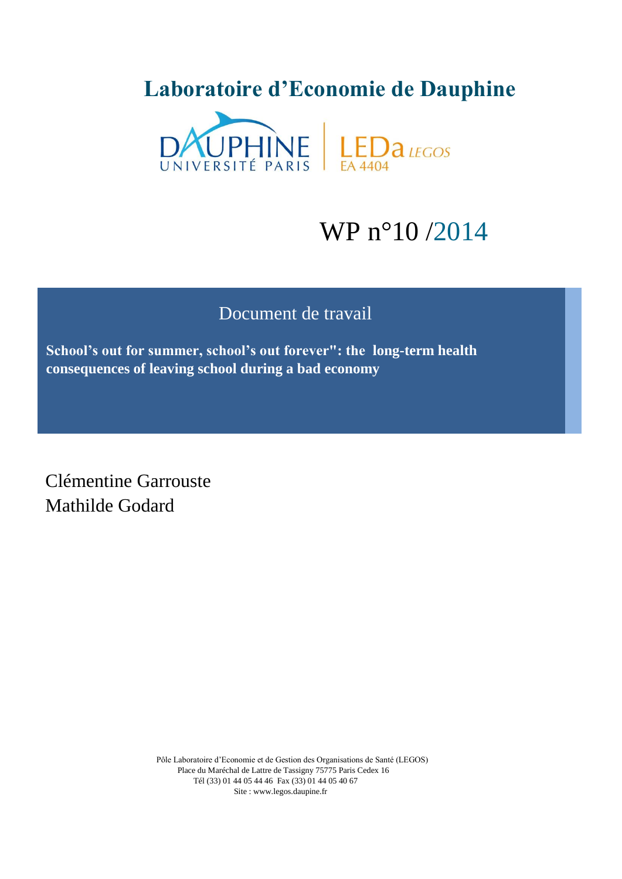# Laboratoire d'Economie de Dauphine

DAUPHINE UNIVERSITÉ PARIS | LEDa LEGOS EA 4404

WP n°10 /2014

Document de travail

**School's out for summer, school's out forever": the long-term health consequences of leaving school during a bad economy**

Clémentine Garrouste
Mathilde Godard

Pôle Laboratoire d'Economie et de Gestion des Organisations de Santé (LEGOS)
Place du Maréchal de Lattre de Tassigny 75775 Paris Cedex 16
Tél (33) 01 44 05 44 46 Fax (33) 01 44 05 40 67
Site : www.legos.daupine.fr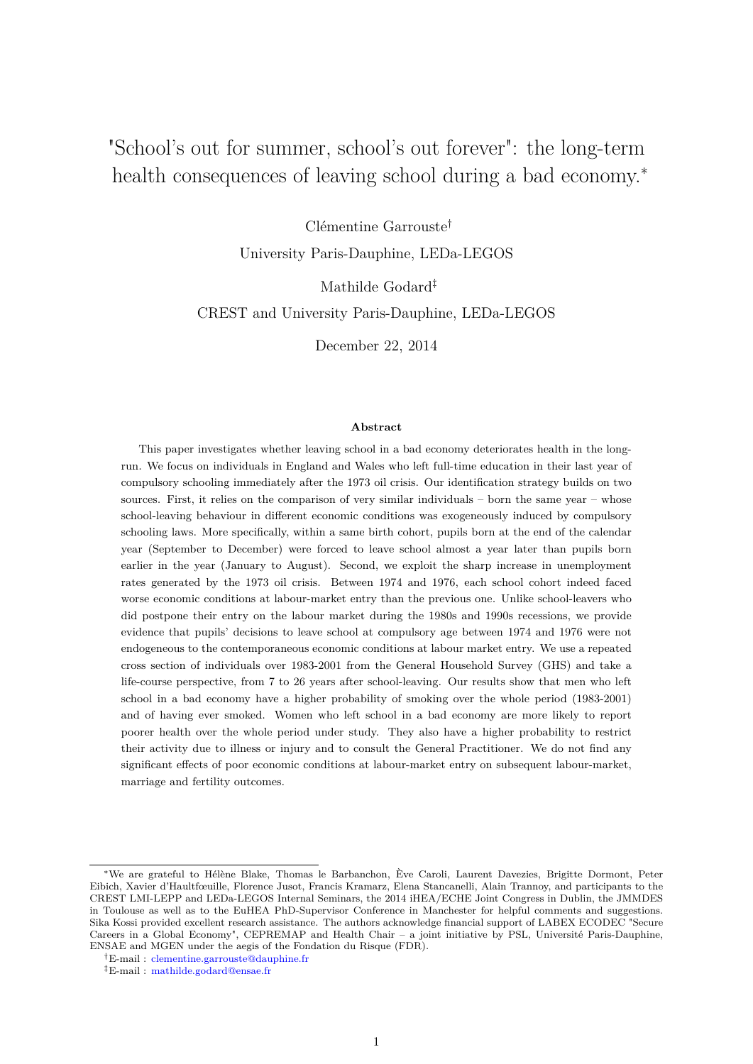# "School's out for summer, school's out forever": the long-term health consequences of leaving school during a bad economy.*

Clémentine Garrouste†

University Paris-Dauphine, LEDa-LEGOS

Mathilde Godard‡

CREST and University Paris-Dauphine, LEDa-LEGOS

December 22, 2014

### Abstract

This paper investigates whether leaving school in a bad economy deteriorates health in the long-run. We focus on individuals in England and Wales who left full-time education in their last year of compulsory schooling immediately after the 1973 oil crisis. Our identification strategy builds on two sources. First, it relies on the comparison of very similar individuals – born the same year – whose school-leaving behaviour in different economic conditions was exogeneously induced by compulsory schooling laws. More specifically, within a same birth cohort, pupils born at the end of the calendar year (September to December) were forced to leave school almost a year later than pupils born earlier in the year (January to August). Second, we exploit the sharp increase in unemployment rates generated by the 1973 oil crisis. Between 1974 and 1976, each school cohort indeed faced worse economic conditions at labour-market entry than the previous one. Unlike school-leavers who did postpone their entry on the labour market during the 1980s and 1990s recessions, we provide evidence that pupils' decisions to leave school at compulsory age between 1974 and 1976 were not endogeneous to the contemporaneous economic conditions at labour market entry. We use a repeated cross section of individuals over 1983-2001 from the General Household Survey (GHS) and take a life-course perspective, from 7 to 26 years after school-leaving. Our results show that men who left school in a bad economy have a higher probability of smoking over the whole period (1983-2001) and of having ever smoked. Women who left school in a bad economy are more likely to report poorer health over the whole period under study. They also have a higher probability to restrict their activity due to illness or injury and to consult the General Practitioner. We do not find any significant effects of poor economic conditions at labour-market entry on subsequent labour-market, marriage and fertility outcomes.

---

*We are grateful to Hélène Blake, Thomas le Barbanchon, Ève Caroli, Laurent Davezies, Brigitte Dormont, Peter Eibich, Xavier d'Haultfœuille, Florence Jusot, Francis Kramarz, Elena Stancanelli, Alain Trannoy, and participants to the CREST LMI-LEPP and LEDa-LEGOS Internal Seminars, the 2014 iHEA/ECHE Joint Congress in Dublin, the JMMDES in Toulouse as well as to the EuHEA PhD-Supervisor Conference in Manchester for helpful comments and suggestions. Sika Kossi provided excellent research assistance. The authors acknowledge financial support of LABEX ECODEC "Secure Careers in a Global Economy", CEPREMAP and Health Chair – a joint initiative by PSL, Université Paris-Dauphine, ENSAE and MGEN under the aegis of the Fondation du Risque (FDR).

†E-mail : clementine.garrouste@dauphine.fr

‡E-mail : mathilde.godard@ensae.fr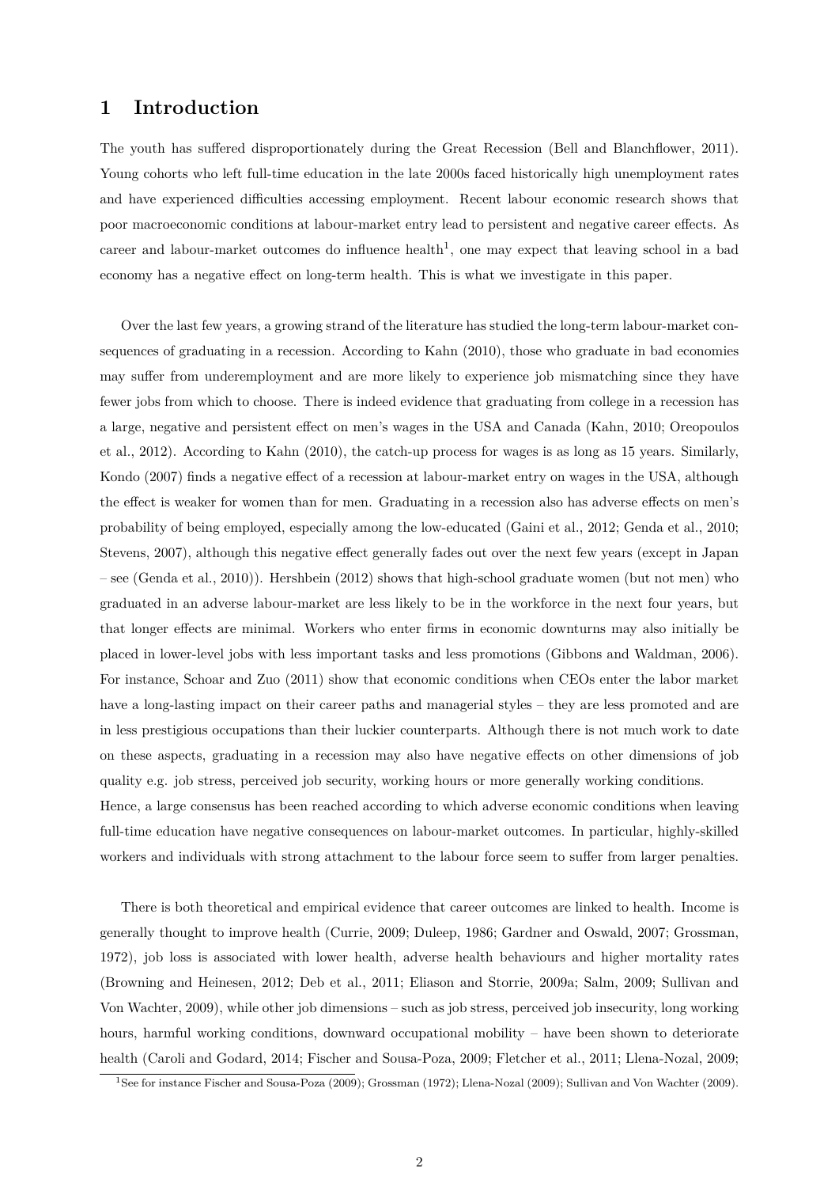# 1 Introduction

The youth has suffered disproportionately during the Great Recession (Bell and Blanchflower, 2011). Young cohorts who left full-time education in the late 2000s faced historically high unemployment rates and have experienced difficulties accessing employment. Recent labour economic research shows that poor macroeconomic conditions at labour-market entry lead to persistent and negative career effects. As career and labour-market outcomes do influence health[1], one may expect that leaving school in a bad economy has a negative effect on long-term health. This is what we investigate in this paper.

Over the last few years, a growing strand of the literature has studied the long-term labour-market consequences of graduating in a recession. According to Kahn (2010), those who graduate in bad economies may suffer from underemployment and are more likely to experience job mismatching since they have fewer jobs from which to choose. There is indeed evidence that graduating from college in a recession has a large, negative and persistent effect on men's wages in the USA and Canada (Kahn, 2010; Oreopoulos et al., 2012). According to Kahn (2010), the catch-up process for wages is as long as 15 years. Similarly, Kondo (2007) finds a negative effect of a recession at labour-market entry on wages in the USA, although the effect is weaker for women than for men. Graduating in a recession also has adverse effects on men's probability of being employed, especially among the low-educated (Gaini et al., 2012; Genda et al., 2010; Stevens, 2007), although this negative effect generally fades out over the next few years (except in Japan – see (Genda et al., 2010)). Hershbein (2012) shows that high-school graduate women (but not men) who graduated in an adverse labour-market are less likely to be in the workforce in the next four years, but that longer effects are minimal. Workers who enter firms in economic downturns may also initially be placed in lower-level jobs with less important tasks and less promotions (Gibbons and Waldman, 2006). For instance, Schoar and Zuo (2011) show that economic conditions when CEOs enter the labor market have a long-lasting impact on their career paths and managerial styles – they are less promoted and are in less prestigious occupations than their luckier counterparts. Although there is not much work to date on these aspects, graduating in a recession may also have negative effects on other dimensions of job quality e.g. job stress, perceived job security, working hours or more generally working conditions.
Hence, a large consensus has been reached according to which adverse economic conditions when leaving full-time education have negative consequences on labour-market outcomes. In particular, highly-skilled workers and individuals with strong attachment to the labour force seem to suffer from larger penalties.

There is both theoretical and empirical evidence that career outcomes are linked to health. Income is generally thought to improve health (Currie, 2009; Duleep, 1986; Gardner and Oswald, 2007; Grossman, 1972), job loss is associated with lower health, adverse health behaviours and higher mortality rates (Browning and Heinesen, 2012; Deb et al., 2011; Eliason and Storrie, 2009a; Salm, 2009; Sullivan and Von Wachter, 2009), while other job dimensions – such as job stress, perceived job insecurity, long working hours, harmful working conditions, downward occupational mobility – have been shown to deteriorate health (Caroli and Godard, 2014; Fischer and Sousa-Poza, 2009; Fletcher et al., 2011; Llena-Nozal, 2009;

[1] See for instance Fischer and Sousa-Poza (2009); Grossman (1972); Llena-Nozal (2009); Sullivan and Von Wachter (2009).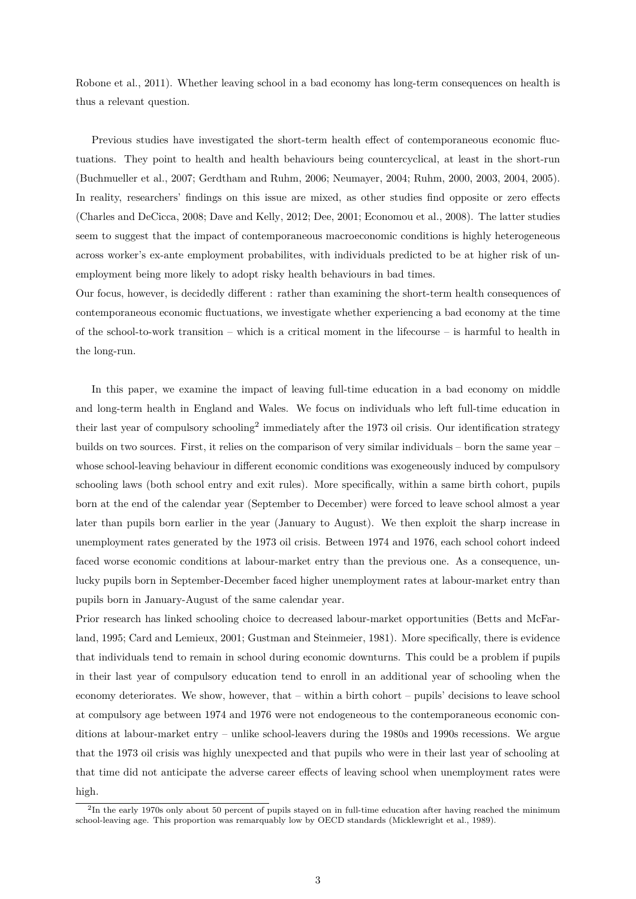Robone et al., 2011). Whether leaving school in a bad economy has long-term consequences on health is thus a relevant question.

Previous studies have investigated the short-term health effect of contemporaneous economic fluctuations. They point to health and health behaviours being countercyclical, at least in the short-run (Buchmueller et al., 2007; Gerdtham and Ruhm, 2006; Neumayer, 2004; Ruhm, 2000, 2003, 2004, 2005). In reality, researchers' findings on this issue are mixed, as other studies find opposite or zero effects (Charles and DeCicca, 2008; Dave and Kelly, 2012; Dee, 2001; Economou et al., 2008). The latter studies seem to suggest that the impact of contemporaneous macroeconomic conditions is highly heterogeneous across worker's ex-ante employment probabilites, with individuals predicted to be at higher risk of unemployment being more likely to adopt risky health behaviours in bad times.
Our focus, however, is decidedly different : rather than examining the short-term health consequences of contemporaneous economic fluctuations, we investigate whether experiencing a bad economy at the time of the school-to-work transition – which is a critical moment in the lifecourse – is harmful to health in the long-run.

In this paper, we examine the impact of leaving full-time education in a bad economy on middle and long-term health in England and Wales. We focus on individuals who left full-time education in their last year of compulsory schooling[2] immediately after the 1973 oil crisis. Our identification strategy builds on two sources. First, it relies on the comparison of very similar individuals – born the same year – whose school-leaving behaviour in different economic conditions was exogeneously induced by compulsory schooling laws (both school entry and exit rules). More specifically, within a same birth cohort, pupils born at the end of the calendar year (September to December) were forced to leave school almost a year later than pupils born earlier in the year (January to August). We then exploit the sharp increase in unemployment rates generated by the 1973 oil crisis. Between 1974 and 1976, each school cohort indeed faced worse economic conditions at labour-market entry than the previous one. As a consequence, unlucky pupils born in September-December faced higher unemployment rates at labour-market entry than pupils born in January-August of the same calendar year.
Prior research has linked schooling choice to decreased labour-market opportunities (Betts and McFarland, 1995; Card and Lemieux, 2001; Gustman and Steinmeier, 1981). More specifically, there is evidence that individuals tend to remain in school during economic downturns. This could be a problem if pupils in their last year of compulsory education tend to enroll in an additional year of schooling when the economy deteriorates. We show, however, that – within a birth cohort – pupils' decisions to leave school at compulsory age between 1974 and 1976 were not endogeneous to the contemporaneous economic conditions at labour-market entry – unlike school-leavers during the 1980s and 1990s recessions. We argue that the 1973 oil crisis was highly unexpected and that pupils who were in their last year of schooling at that time did not anticipate the adverse career effects of leaving school when unemployment rates were high.

[2] In the early 1970s only about 50 percent of pupils stayed on in full-time education after having reached the minimum school-leaving age. This proportion was remarquably low by OECD standards (Micklewright et al., 1989).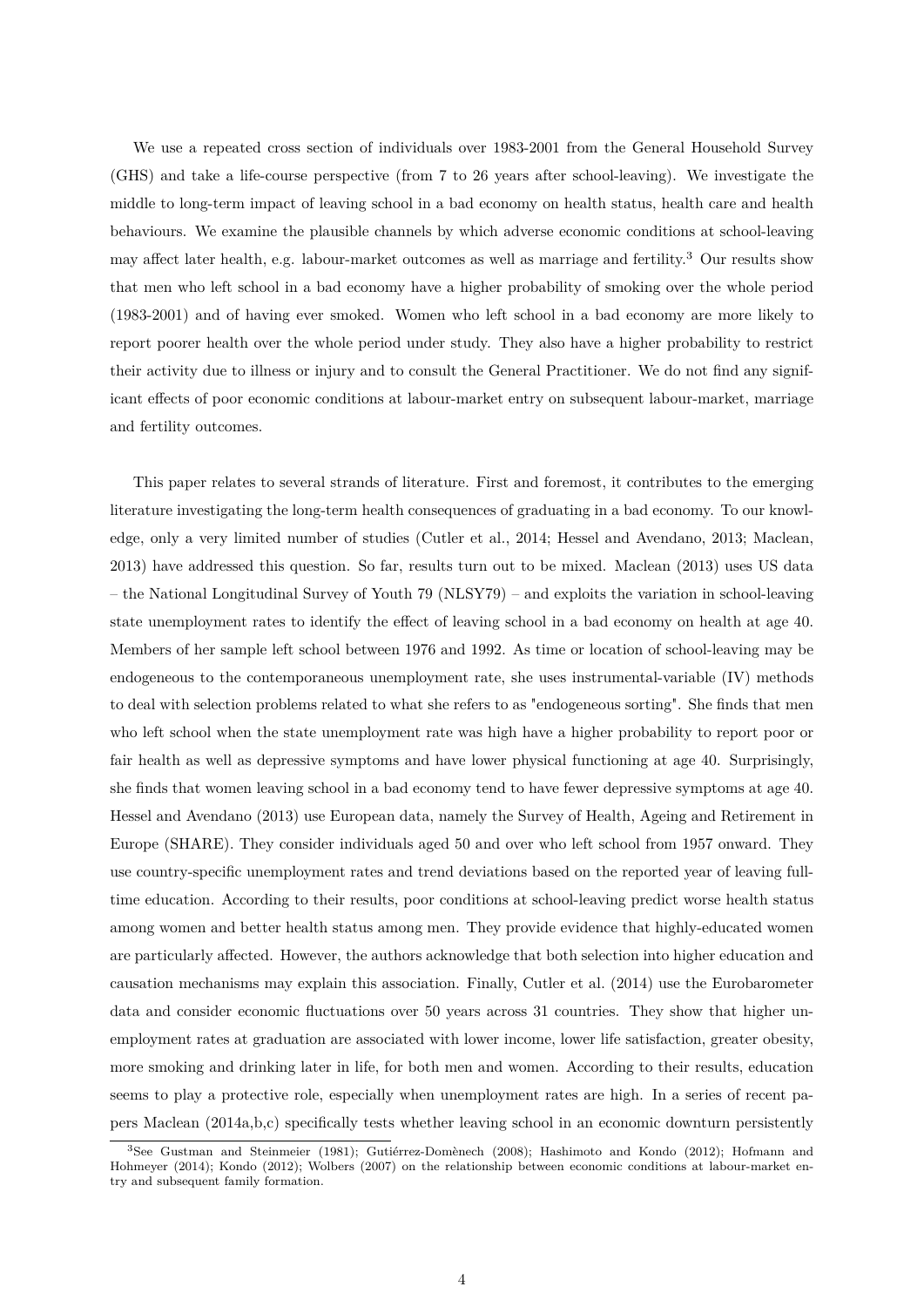We use a repeated cross section of individuals over 1983-2001 from the General Household Survey (GHS) and take a life-course perspective (from 7 to 26 years after school-leaving). We investigate the middle to long-term impact of leaving school in a bad economy on health status, health care and health behaviours. We examine the plausible channels by which adverse economic conditions at school-leaving may affect later health, e.g. labour-market outcomes as well as marriage and fertility.[3] Our results show that men who left school in a bad economy have a higher probability of smoking over the whole period (1983-2001) and of having ever smoked. Women who left school in a bad economy are more likely to report poorer health over the whole period under study. They also have a higher probability to restrict their activity due to illness or injury and to consult the General Practitioner. We do not find any significant effects of poor economic conditions at labour-market entry on subsequent labour-market, marriage and fertility outcomes.

This paper relates to several strands of literature. First and foremost, it contributes to the emerging literature investigating the long-term health consequences of graduating in a bad economy. To our knowledge, only a very limited number of studies (Cutler et al., 2014; Hessel and Avendano, 2013; Maclean, 2013) have addressed this question. So far, results turn out to be mixed. Maclean (2013) uses US data – the National Longitudinal Survey of Youth 79 (NLSY79) – and exploits the variation in school-leaving state unemployment rates to identify the effect of leaving school in a bad economy on health at age 40. Members of her sample left school between 1976 and 1992. As time or location of school-leaving may be endogeneous to the contemporaneous unemployment rate, she uses instrumental-variable (IV) methods to deal with selection problems related to what she refers to as "endogeneous sorting". She finds that men who left school when the state unemployment rate was high have a higher probability to report poor or fair health as well as depressive symptoms and have lower physical functioning at age 40. Surprisingly, she finds that women leaving school in a bad economy tend to have fewer depressive symptoms at age 40. Hessel and Avendano (2013) use European data, namely the Survey of Health, Ageing and Retirement in Europe (SHARE). They consider individuals aged 50 and over who left school from 1957 onward. They use country-specific unemployment rates and trend deviations based on the reported year of leaving full-time education. According to their results, poor conditions at school-leaving predict worse health status among women and better health status among men. They provide evidence that highly-educated women are particularly affected. However, the authors acknowledge that both selection into higher education and causation mechanisms may explain this association. Finally, Cutler et al. (2014) use the Eurobarometer data and consider economic fluctuations over 50 years across 31 countries. They show that higher unemployment rates at graduation are associated with lower income, lower life satisfaction, greater obesity, more smoking and drinking later in life, for both men and women. According to their results, education seems to play a protective role, especially when unemployment rates are high. In a series of recent papers Maclean (2014a,b,c) specifically tests whether leaving school in an economic downturn persistently

[3] See Gustman and Steinmeier (1981); Gutiérrez-Domènech (2008); Hashimoto and Kondo (2012); Hofmann and Hohmeyer (2014); Kondo (2012); Wolbers (2007) on the relationship between economic conditions at labour-market entry and subsequent family formation.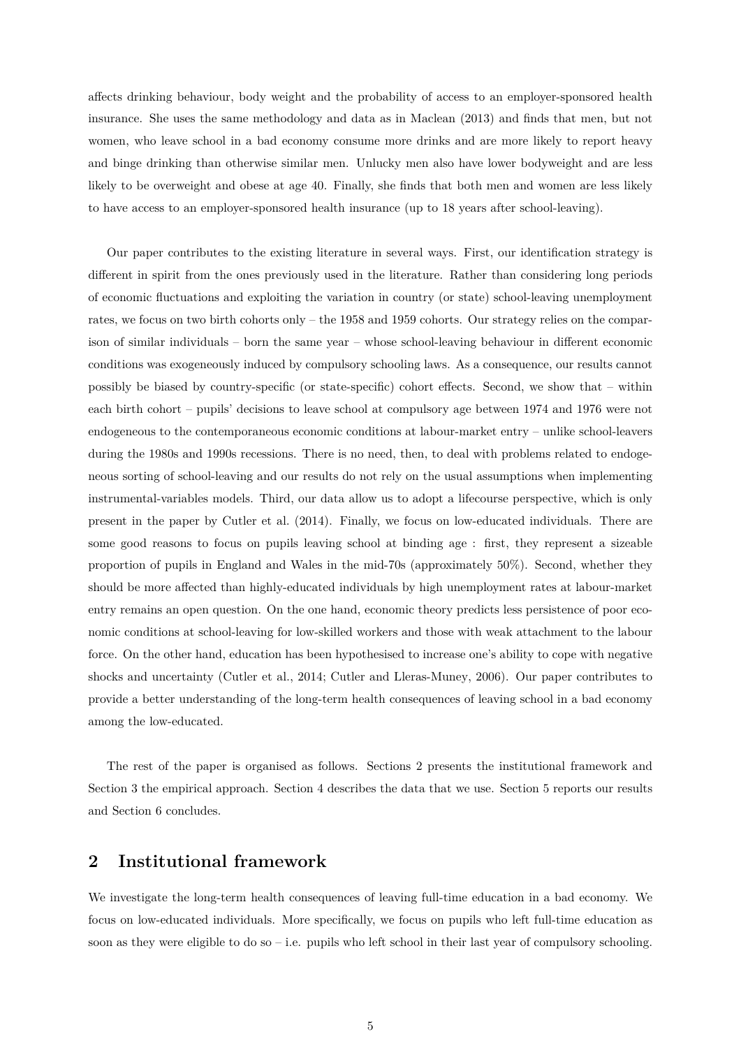affects drinking behaviour, body weight and the probability of access to an employer-sponsored health insurance. She uses the same methodology and data as in Maclean (2013) and finds that men, but not women, who leave school in a bad economy consume more drinks and are more likely to report heavy and binge drinking than otherwise similar men. Unlucky men also have lower bodyweight and are less likely to be overweight and obese at age 40. Finally, she finds that both men and women are less likely to have access to an employer-sponsored health insurance (up to 18 years after school-leaving).

Our paper contributes to the existing literature in several ways. First, our identification strategy is different in spirit from the ones previously used in the literature. Rather than considering long periods of economic fluctuations and exploiting the variation in country (or state) school-leaving unemployment rates, we focus on two birth cohorts only – the 1958 and 1959 cohorts. Our strategy relies on the comparison of similar individuals – born the same year – whose school-leaving behaviour in different economic conditions was exogeneously induced by compulsory schooling laws. As a consequence, our results cannot possibly be biased by country-specific (or state-specific) cohort effects. Second, we show that – within each birth cohort – pupils' decisions to leave school at compulsory age between 1974 and 1976 were not endogeneous to the contemporaneous economic conditions at labour-market entry – unlike school-leavers during the 1980s and 1990s recessions. There is no need, then, to deal with problems related to endogeneous sorting of school-leaving and our results do not rely on the usual assumptions when implementing instrumental-variables models. Third, our data allow us to adopt a lifecourse perspective, which is only present in the paper by Cutler et al. (2014). Finally, we focus on low-educated individuals. There are some good reasons to focus on pupils leaving school at binding age : first, they represent a sizeable proportion of pupils in England and Wales in the mid-70s (approximately 50%). Second, whether they should be more affected than highly-educated individuals by high unemployment rates at labour-market entry remains an open question. On the one hand, economic theory predicts less persistence of poor economic conditions at school-leaving for low-skilled workers and those with weak attachment to the labour force. On the other hand, education has been hypothesised to increase one's ability to cope with negative shocks and uncertainty (Cutler et al., 2014; Cutler and Lleras-Muney, 2006). Our paper contributes to provide a better understanding of the long-term health consequences of leaving school in a bad economy among the low-educated.

The rest of the paper is organised as follows. Sections 2 presents the institutional framework and Section 3 the empirical approach. Section 4 describes the data that we use. Section 5 reports our results and Section 6 concludes.

## 2 Institutional framework

We investigate the long-term health consequences of leaving full-time education in a bad economy. We focus on low-educated individuals. More specifically, we focus on pupils who left full-time education as soon as they were eligible to do so – i.e. pupils who left school in their last year of compulsory schooling.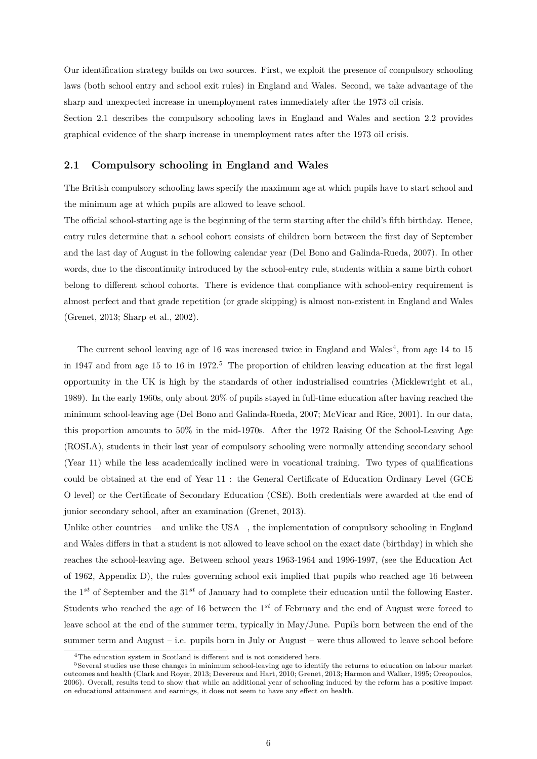Our identification strategy builds on two sources. First, we exploit the presence of compulsory schooling laws (both school entry and school exit rules) in England and Wales. Second, we take advantage of the sharp and unexpected increase in unemployment rates immediately after the 1973 oil crisis.

Section 2.1 describes the compulsory schooling laws in England and Wales and section 2.2 provides graphical evidence of the sharp increase in unemployment rates after the 1973 oil crisis.

## 2.1 Compulsory schooling in England and Wales

The British compulsory schooling laws specify the maximum age at which pupils have to start school and the minimum age at which pupils are allowed to leave school.

The official school-starting age is the beginning of the term starting after the child's fifth birthday. Hence, entry rules determine that a school cohort consists of children born between the first day of September and the last day of August in the following calendar year (Del Bono and Galinda-Rueda, 2007). In other words, due to the discontinuity introduced by the school-entry rule, students within a same birth cohort belong to different school cohorts. There is evidence that compliance with school-entry requirement is almost perfect and that grade repetition (or grade skipping) is almost non-existent in England and Wales (Grenet, 2013; Sharp et al., 2002).

The current school leaving age of 16 was increased twice in England and Wales[4], from age 14 to 15 in 1947 and from age 15 to 16 in 1972.[5] The proportion of children leaving education at the first legal opportunity in the UK is high by the standards of other industrialised countries (Micklewright et al., 1989). In the early 1960s, only about 20% of pupils stayed in full-time education after having reached the minimum school-leaving age (Del Bono and Galinda-Rueda, 2007; McVicar and Rice, 2001). In our data, this proportion amounts to 50% in the mid-1970s. After the 1972 Raising Of the School-Leaving Age (ROSLA), students in their last year of compulsory schooling were normally attending secondary school (Year 11) while the less academically inclined were in vocational training. Two types of qualifications could be obtained at the end of Year 11 : the General Certificate of Education Ordinary Level (GCE O level) or the Certificate of Secondary Education (CSE). Both credentials were awarded at the end of junior secondary school, after an examination (Grenet, 2013).

Unlike other countries – and unlike the USA –, the implementation of compulsory schooling in England and Wales differs in that a student is not allowed to leave school on the exact date (birthday) in which she reaches the school-leaving age. Between school years 1963-1964 and 1996-1997, (see the Education Act of 1962, Appendix D), the rules governing school exit implied that pupils who reached age 16 between the $1^{st}$ of September and the $31^{st}$ of January had to complete their education until the following Easter. Students who reached the age of 16 between the $1^{st}$ of February and the end of August were forced to leave school at the end of the summer term, typically in May/June. Pupils born between the end of the summer term and August – i.e. pupils born in July or August – were thus allowed to leave school before

[4] The education system in Scotland is different and is not considered here.

[5] Several studies use these changes in minimum school-leaving age to identify the returns to education on labour market outcomes and health (Clark and Royer, 2013; Devereux and Hart, 2010; Grenet, 2013; Harmon and Walker, 1995; Oreopoulos, 2006). Overall, results tend to show that while an additional year of schooling induced by the reform has a positive impact on educational attainment and earnings, it does not seem to have any effect on health.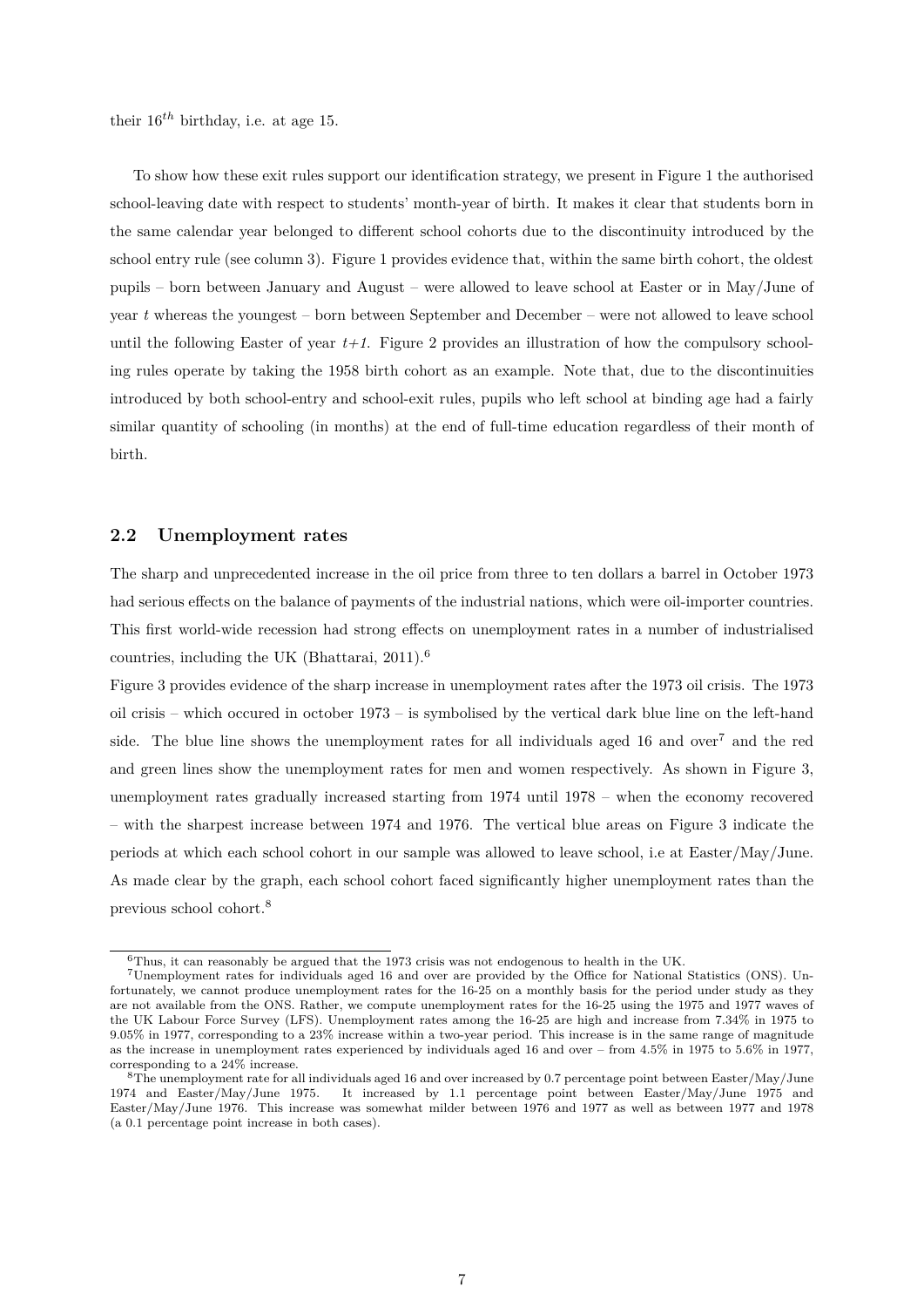their $16^{th}$ birthday, i.e. at age 15.

To show how these exit rules support our identification strategy, we present in Figure 1 the authorised school-leaving date with respect to students' month-year of birth. It makes it clear that students born in the same calendar year belonged to different school cohorts due to the discontinuity introduced by the school entry rule (see column 3). Figure 1 provides evidence that, within the same birth cohort, the oldest pupils – born between January and August – were allowed to leave school at Easter or in May/June of year $t$ whereas the youngest – born between September and December – were not allowed to leave school until the following Easter of year $t+1$. Figure 2 provides an illustration of how the compulsory schooling rules operate by taking the 1958 birth cohort as an example. Note that, due to the discontinuities introduced by both school-entry and school-exit rules, pupils who left school at binding age had a fairly similar quantity of schooling (in months) at the end of full-time education regardless of their month of birth.

## 2.2 Unemployment rates

The sharp and unprecedented increase in the oil price from three to ten dollars a barrel in October 1973 had serious effects on the balance of payments of the industrial nations, which were oil-importer countries. This first world-wide recession had strong effects on unemployment rates in a number of industrialised countries, including the UK (Bhattarai, 2011).[6]

Figure 3 provides evidence of the sharp increase in unemployment rates after the 1973 oil crisis. The 1973 oil crisis – which occured in october 1973 – is symbolised by the vertical dark blue line on the left-hand side. The blue line shows the unemployment rates for all individuals aged 16 and over[7] and the red and green lines show the unemployment rates for men and women respectively. As shown in Figure 3, unemployment rates gradually increased starting from 1974 until 1978 – when the economy recovered – with the sharpest increase between 1974 and 1976. The vertical blue areas on Figure 3 indicate the periods at which each school cohort in our sample was allowed to leave school, i.e at Easter/May/June. As made clear by the graph, each school cohort faced significantly higher unemployment rates than the previous school cohort.[8]

[6] Thus, it can reasonably be argued that the 1973 crisis was not endogenous to health in the UK.

[7] Unemployment rates for individuals aged 16 and over are provided by the Office for National Statistics (ONS). Unfortunately, we cannot produce unemployment rates for the 16-25 on a monthly basis for the period under study as they are not available from the ONS. Rather, we compute unemployment rates for the 16-25 using the 1975 and 1977 waves of the UK Labour Force Survey (LFS). Unemployment rates among the 16-25 are high and increase from 7.34% in 1975 to 9.05% in 1977, corresponding to a 23% increase within a two-year period. This increase is in the same range of magnitude as the increase in unemployment rates experienced by individuals aged 16 and over – from 4.5% in 1975 to 5.6% in 1977, corresponding to a 24% increase.

[8] The unemployment rate for all individuals aged 16 and over increased by 0.7 percentage point between Easter/May/June 1974 and Easter/May/June 1975. It increased by 1.1 percentage point between Easter/May/June 1975 and Easter/May/June 1976. This increase was somewhat milder between 1976 and 1977 as well as between 1977 and 1978 (a 0.1 percentage point increase in both cases).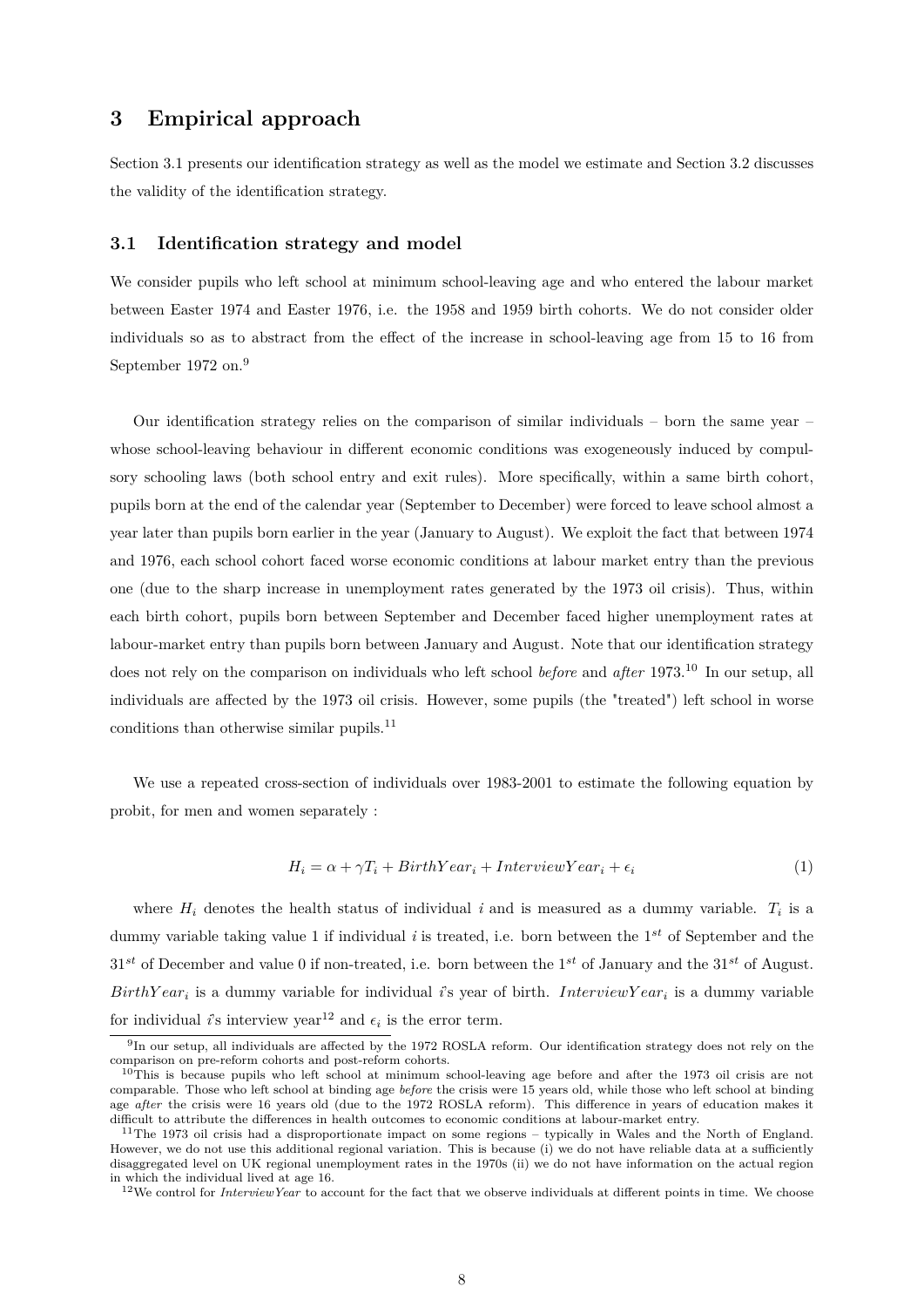# 3 Empirical approach

Section 3.1 presents our identification strategy as well as the model we estimate and Section 3.2 discusses the validity of the identification strategy.

## 3.1 Identification strategy and model

We consider pupils who left school at minimum school-leaving age and who entered the labour market between Easter 1974 and Easter 1976, i.e. the 1958 and 1959 birth cohorts. We do not consider older individuals so as to abstract from the effect of the increase in school-leaving age from 15 to 16 from September 1972 on.[9]

Our identification strategy relies on the comparison of similar individuals – born the same year – whose school-leaving behaviour in different economic conditions was exogeneously induced by compulsory schooling laws (both school entry and exit rules). More specifically, within a same birth cohort, pupils born at the end of the calendar year (September to December) were forced to leave school almost a year later than pupils born earlier in the year (January to August). We exploit the fact that between 1974 and 1976, each school cohort faced worse economic conditions at labour market entry than the previous one (due to the sharp increase in unemployment rates generated by the 1973 oil crisis). Thus, within each birth cohort, pupils born between September and December faced higher unemployment rates at labour-market entry than pupils born between January and August. Note that our identification strategy does not rely on the comparison on individuals who left school *before* and *after* 1973.[10] In our setup, all individuals are affected by the 1973 oil crisis. However, some pupils (the "treated") left school in worse conditions than otherwise similar pupils.[11]

We use a repeated cross-section of individuals over 1983-2001 to estimate the following equation by probit, for men and women separately :

$$H_i = \alpha + \gamma T_i + BirthYear_i + InterviewYear_i + \epsilon_i \tag{1}$$

where $H_i$ denotes the health status of individual $i$ and is measured as a dummy variable. $T_i$ is a dummy variable taking value 1 if individual $i$ is treated, i.e. born between the $1^{st}$ of September and the $31^{st}$ of December and value 0 if non-treated, i.e. born between the $1^{st}$ of January and the $31^{st}$ of August. $BirthYear_i$ is a dummy variable for individual $i$'s year of birth. $InterviewYear_i$ is a dummy variable for individual $i$'s interview year[12] and $\epsilon_i$ is the error term.

[9] In our setup, all individuals are affected by the 1972 ROSLA reform. Our identification strategy does not rely on the comparison on pre-reform cohorts and post-reform cohorts.

[10] This is because pupils who left school at minimum school-leaving age before and after the 1973 oil crisis are not comparable. Those who left school at binding age *before* the crisis were 15 years old, while those who left school at binding age *after* the crisis were 16 years old (due to the 1972 ROSLA reform). This difference in years of education makes it difficult to attribute the differences in health outcomes to economic conditions at labour-market entry.

[11] The 1973 oil crisis had a disproportionate impact on some regions – typically in Wales and the North of England. However, we do not use this additional regional variation. This is because (i) we do not have reliable data at a sufficiently disaggregated level on UK regional unemployment rates in the 1970s (ii) we do not have information on the actual region in which the individual lived at age 16.

[12] We control for *InterviewYear* to account for the fact that we observe individuals at different points in time. We choose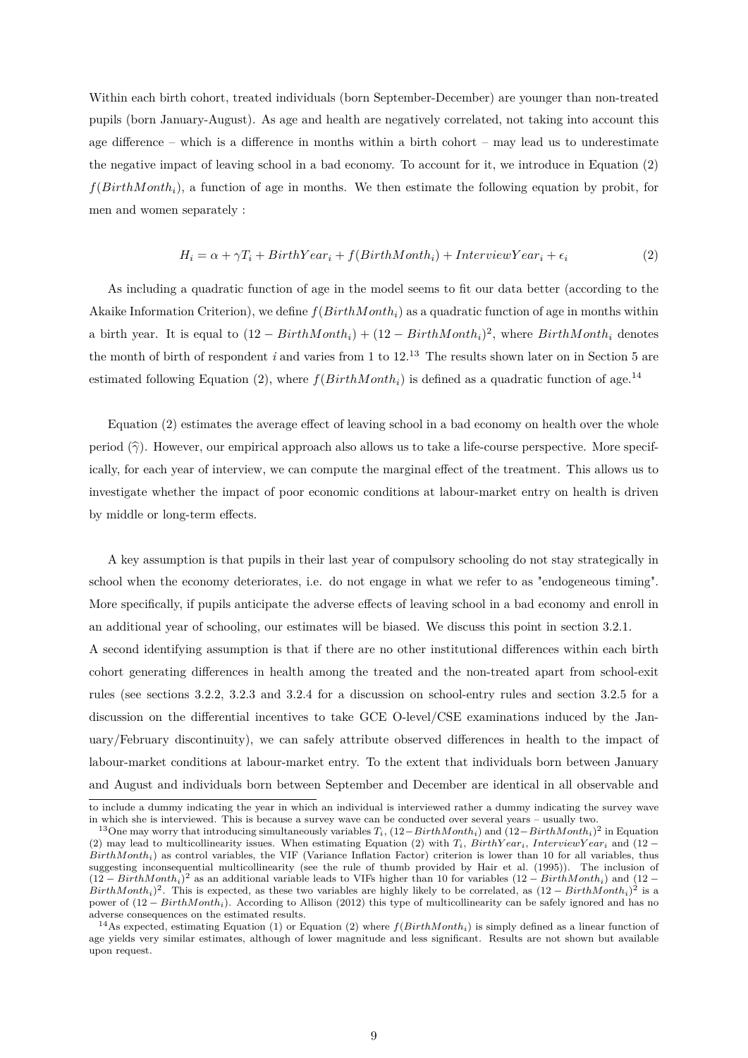Within each birth cohort, treated individuals (born September-December) are younger than non-treated pupils (born January-August). As age and health are negatively correlated, not taking into account this age difference – which is a difference in months within a birth cohort – may lead us to underestimate the negative impact of leaving school in a bad economy. To account for it, we introduce in Equation (2) $f(BirthMonth_i)$, a function of age in months. We then estimate the following equation by probit, for men and women separately :

$$H_i = \alpha + \gamma T_i + BirthYear_i + f(BirthMonth_i) + InterviewYear_i + \epsilon_i \tag{2}$$

As including a quadratic function of age in the model seems to fit our data better (according to the Akaike Information Criterion), we define $f(BirthMonth_i)$ as a quadratic function of age in months within a birth year. It is equal to $(12 - BirthMonth_i) + (12 - BirthMonth_i)^2$, where $BirthMonth_i$ denotes the month of birth of respondent $i$ and varies from 1 to 12.[13] The results shown later on in Section 5 are estimated following Equation (2), where $f(BirthMonth_i)$ is defined as a quadratic function of age.[14]

Equation (2) estimates the average effect of leaving school in a bad economy on health over the whole period ($\widehat{\gamma}$). However, our empirical approach also allows us to take a life-course perspective. More specifically, for each year of interview, we can compute the marginal effect of the treatment. This allows us to investigate whether the impact of poor economic conditions at labour-market entry on health is driven by middle or long-term effects.

A key assumption is that pupils in their last year of compulsory schooling do not stay strategically in school when the economy deteriorates, i.e. do not engage in what we refer to as "endogeneous timing". More specifically, if pupils anticipate the adverse effects of leaving school in a bad economy and enroll in an additional year of schooling, our estimates will be biased. We discuss this point in section 3.2.1.

A second identifying assumption is that if there are no other institutional differences within each birth cohort generating differences in health among the treated and the non-treated apart from school-exit rules (see sections 3.2.2, 3.2.3 and 3.2.4 for a discussion on school-entry rules and section 3.2.5 for a discussion on the differential incentives to take GCE O-level/CSE examinations induced by the January/February discontinuity), we can safely attribute observed differences in health to the impact of labour-market conditions at labour-market entry. To the extent that individuals born between January and August and individuals born between September and December are identical in all observable and

---

to include a dummy indicating the year in which an individual is interviewed rather a dummy indicating the survey wave in which she is interviewed. This is because a survey wave can be conducted over several years – usually two.

[13] One may worry that introducing simultaneously variables $T_i$, $(12 - BirthMonth_i)$ and $(12 - BirthMonth_i)^2$ in Equation (2) may lead to multicollinearity issues. When estimating Equation (2) with $T_i$, $BirthYear_i$, $InterviewYear_i$ and $(12 - BirthMonth_i)$ as control variables, the VIF (Variance Inflation Factor) criterion is lower than 10 for all variables, thus suggesting inconsequential multicollinearity (see the rule of thumb provided by Hair et al. (1995)). The inclusion of $(12 - BirthMonth_i)^2$ as an additional variable leads to VIFs higher than 10 for variables $(12 - BirthMonth_i)$ and $(12 - BirthMonth_i)^2$. This is expected, as these two variables are highly likely to be correlated, as $(12 - BirthMonth_i)^2$ is a power of $(12 - BirthMonth_i)$. According to Allison (2012) this type of multicollinearity can be safely ignored and has no adverse consequences on the estimated results.

[14] As expected, estimating Equation (1) or Equation (2) where $f(BirthMonth_i)$ is simply defined as a linear function of age yields very similar estimates, although of lower magnitude and less significant. Results are not shown but available upon request.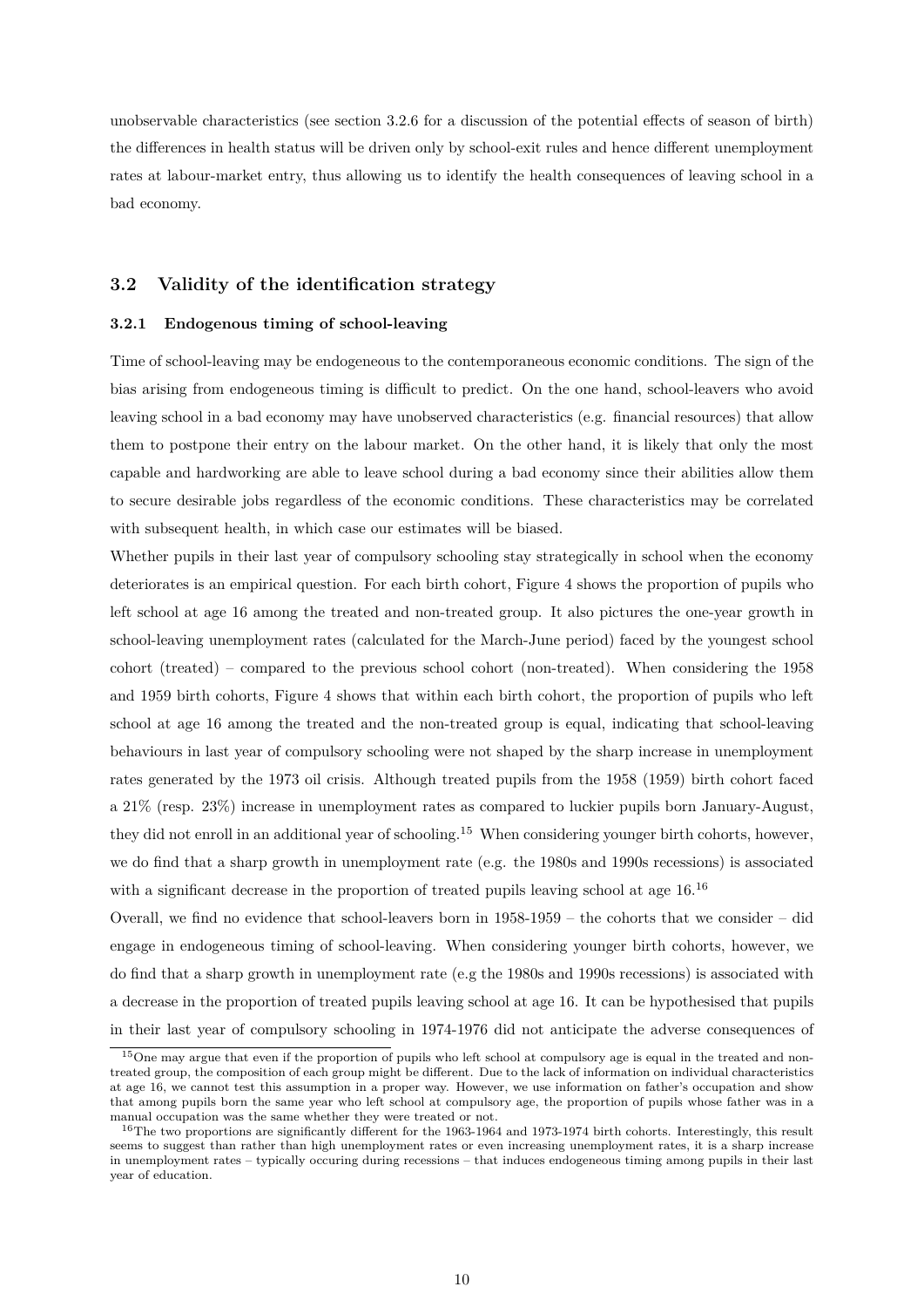unobservable characteristics (see section 3.2.6 for a discussion of the potential effects of season of birth) the differences in health status will be driven only by school-exit rules and hence different unemployment rates at labour-market entry, thus allowing us to identify the health consequences of leaving school in a bad economy.

## 3.2 Validity of the identification strategy

### 3.2.1 Endogenous timing of school-leaving

Time of school-leaving may be endogeneous to the contemporaneous economic conditions. The sign of the bias arising from endogeneous timing is difficult to predict. On the one hand, school-leavers who avoid leaving school in a bad economy may have unobserved characteristics (e.g. financial resources) that allow them to postpone their entry on the labour market. On the other hand, it is likely that only the most capable and hardworking are able to leave school during a bad economy since their abilities allow them to secure desirable jobs regardless of the economic conditions. These characteristics may be correlated with subsequent health, in which case our estimates will be biased.

Whether pupils in their last year of compulsory schooling stay strategically in school when the economy deteriorates is an empirical question. For each birth cohort, Figure 4 shows the proportion of pupils who left school at age 16 among the treated and non-treated group. It also pictures the one-year growth in school-leaving unemployment rates (calculated for the March-June period) faced by the youngest school cohort (treated) – compared to the previous school cohort (non-treated). When considering the 1958 and 1959 birth cohorts, Figure 4 shows that within each birth cohort, the proportion of pupils who left school at age 16 among the treated and the non-treated group is equal, indicating that school-leaving behaviours in last year of compulsory schooling were not shaped by the sharp increase in unemployment rates generated by the 1973 oil crisis. Although treated pupils from the 1958 (1959) birth cohort faced a 21% (resp. 23%) increase in unemployment rates as compared to luckier pupils born January-August, they did not enroll in an additional year of schooling.[15] When considering younger birth cohorts, however, we do find that a sharp growth in unemployment rate (e.g. the 1980s and 1990s recessions) is associated with a significant decrease in the proportion of treated pupils leaving school at age 16.[16]

Overall, we find no evidence that school-leavers born in 1958-1959 – the cohorts that we consider – did engage in endogeneous timing of school-leaving. When considering younger birth cohorts, however, we do find that a sharp growth in unemployment rate (e.g the 1980s and 1990s recessions) is associated with a decrease in the proportion of treated pupils leaving school at age 16. It can be hypothesised that pupils in their last year of compulsory schooling in 1974-1976 did not anticipate the adverse consequences of

[15] One may argue that even if the proportion of pupils who left school at compulsory age is equal in the treated and non-treated group, the composition of each group might be different. Due to the lack of information on individual characteristics at age 16, we cannot test this assumption in a proper way. However, we use information on father's occupation and show that among pupils born the same year who left school at compulsory age, the proportion of pupils whose father was in a manual occupation was the same whether they were treated or not.

[16] The two proportions are significantly different for the 1963-1964 and 1973-1974 birth cohorts. Interestingly, this result seems to suggest than rather than high unemployment rates or even increasing unemployment rates, it is a sharp increase in unemployment rates – typically occuring during recessions – that induces endogeneous timing among pupils in their last year of education.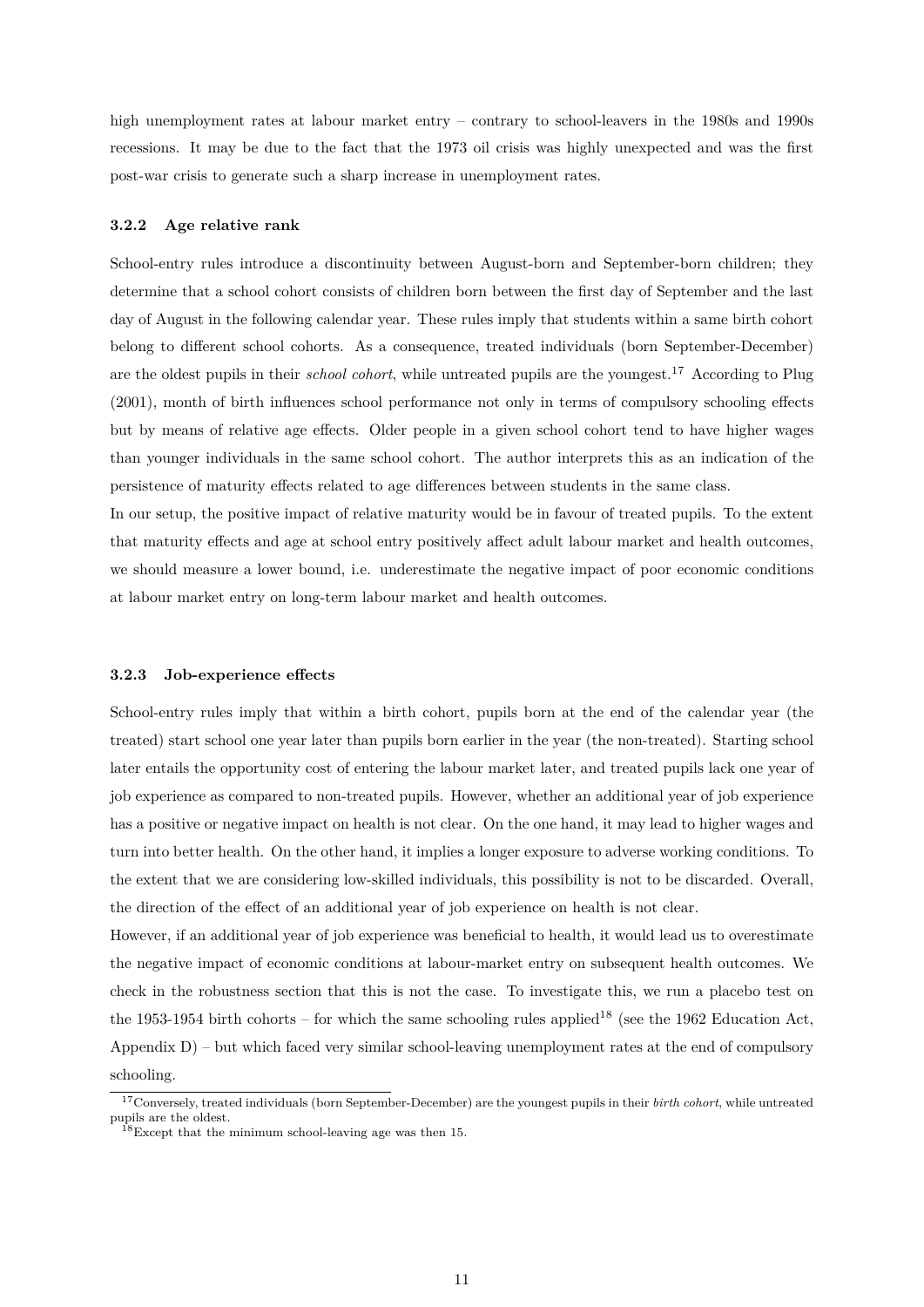high unemployment rates at labour market entry – contrary to school-leavers in the 1980s and 1990s recessions. It may be due to the fact that the 1973 oil crisis was highly unexpected and was the first post-war crisis to generate such a sharp increase in unemployment rates.

#### 3.2.2 Age relative rank

School-entry rules introduce a discontinuity between August-born and September-born children; they determine that a school cohort consists of children born between the first day of September and the last day of August in the following calendar year. These rules imply that students within a same birth cohort belong to different school cohorts. As a consequence, treated individuals (born September-December) are the oldest pupils in their *school cohort*, while untreated pupils are the youngest.[17] According to Plug (2001), month of birth influences school performance not only in terms of compulsory schooling effects but by means of relative age effects. Older people in a given school cohort tend to have higher wages than younger individuals in the same school cohort. The author interprets this as an indication of the persistence of maturity effects related to age differences between students in the same class.

In our setup, the positive impact of relative maturity would be in favour of treated pupils. To the extent that maturity effects and age at school entry positively affect adult labour market and health outcomes, we should measure a lower bound, i.e. underestimate the negative impact of poor economic conditions at labour market entry on long-term labour market and health outcomes.

#### 3.2.3 Job-experience effects

School-entry rules imply that within a birth cohort, pupils born at the end of the calendar year (the treated) start school one year later than pupils born earlier in the year (the non-treated). Starting school later entails the opportunity cost of entering the labour market later, and treated pupils lack one year of job experience as compared to non-treated pupils. However, whether an additional year of job experience has a positive or negative impact on health is not clear. On the one hand, it may lead to higher wages and turn into better health. On the other hand, it implies a longer exposure to adverse working conditions. To the extent that we are considering low-skilled individuals, this possibility is not to be discarded. Overall, the direction of the effect of an additional year of job experience on health is not clear.

However, if an additional year of job experience was beneficial to health, it would lead us to overestimate the negative impact of economic conditions at labour-market entry on subsequent health outcomes. We check in the robustness section that this is not the case. To investigate this, we run a placebo test on the 1953-1954 birth cohorts – for which the same schooling rules applied[18] (see the 1962 Education Act, Appendix D) – but which faced very similar school-leaving unemployment rates at the end of compulsory schooling.

[17] Conversely, treated individuals (born September-December) are the youngest pupils in their *birth cohort*, while untreated pupils are the oldest.

[18] Except that the minimum school-leaving age was then 15.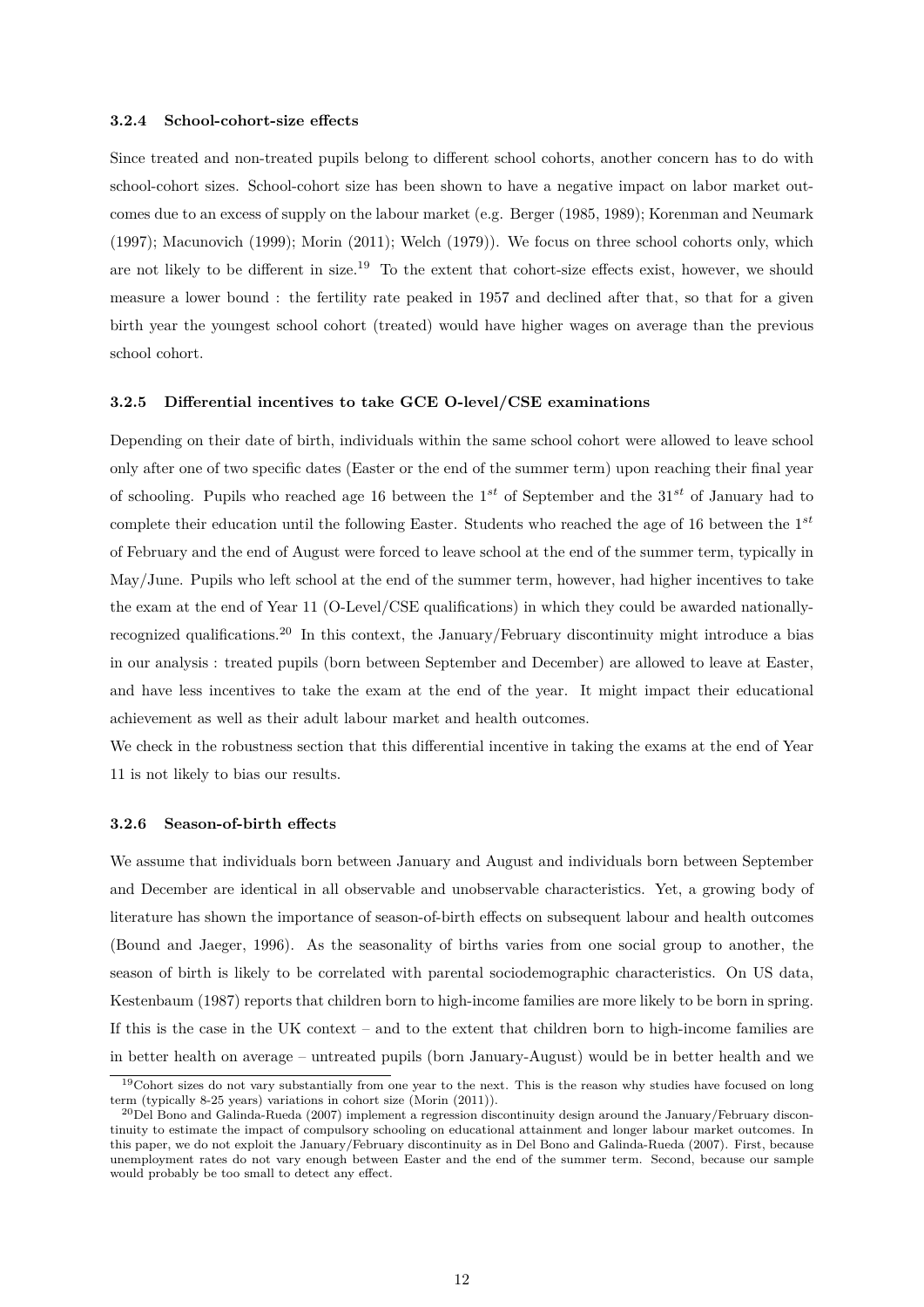#### 3.2.4 School-cohort-size effects

Since treated and non-treated pupils belong to different school cohorts, another concern has to do with school-cohort sizes. School-cohort size has been shown to have a negative impact on labor market outcomes due to an excess of supply on the labour market (e.g. Berger (1985, 1989); Korenman and Neumark (1997); Macunovich (1999); Morin (2011); Welch (1979)). We focus on three school cohorts only, which are not likely to be different in size.[19] To the extent that cohort-size effects exist, however, we should measure a lower bound : the fertility rate peaked in 1957 and declined after that, so that for a given birth year the youngest school cohort (treated) would have higher wages on average than the previous school cohort.

#### 3.2.5 Differential incentives to take GCE O-level/CSE examinations

Depending on their date of birth, individuals within the same school cohort were allowed to leave school only after one of two specific dates (Easter or the end of the summer term) upon reaching their final year of schooling. Pupils who reached age 16 between the $1^{st}$ of September and the $31^{st}$ of January had to complete their education until the following Easter. Students who reached the age of 16 between the $1^{st}$ of February and the end of August were forced to leave school at the end of the summer term, typically in May/June. Pupils who left school at the end of the summer term, however, had higher incentives to take the exam at the end of Year 11 (O-Level/CSE qualifications) in which they could be awarded nationally-recognized qualifications.[20] In this context, the January/February discontinuity might introduce a bias in our analysis : treated pupils (born between September and December) are allowed to leave at Easter, and have less incentives to take the exam at the end of the year. It might impact their educational achievement as well as their adult labour market and health outcomes.

We check in the robustness section that this differential incentive in taking the exams at the end of Year 11 is not likely to bias our results.

#### 3.2.6 Season-of-birth effects

We assume that individuals born between January and August and individuals born between September and December are identical in all observable and unobservable characteristics. Yet, a growing body of literature has shown the importance of season-of-birth effects on subsequent labour and health outcomes (Bound and Jaeger, 1996). As the seasonality of births varies from one social group to another, the season of birth is likely to be correlated with parental sociodemographic characteristics. On US data, Kestenbaum (1987) reports that children born to high-income families are more likely to be born in spring. If this is the case in the UK context – and to the extent that children born to high-income families are in better health on average – untreated pupils (born January-August) would be in better health and we

---

[19] Cohort sizes do not vary substantially from one year to the next. This is the reason why studies have focused on long term (typically 8-25 years) variations in cohort size (Morin (2011)).

[20] Del Bono and Galinda-Rueda (2007) implement a regression discontinuity design around the January/February discontinuity to estimate the impact of compulsory schooling on educational attainment and longer labour market outcomes. In this paper, we do not exploit the January/February discontinuity as in Del Bono and Galinda-Rueda (2007). First, because unemployment rates do not vary enough between Easter and the end of the summer term. Second, because our sample would probably be too small to detect any effect.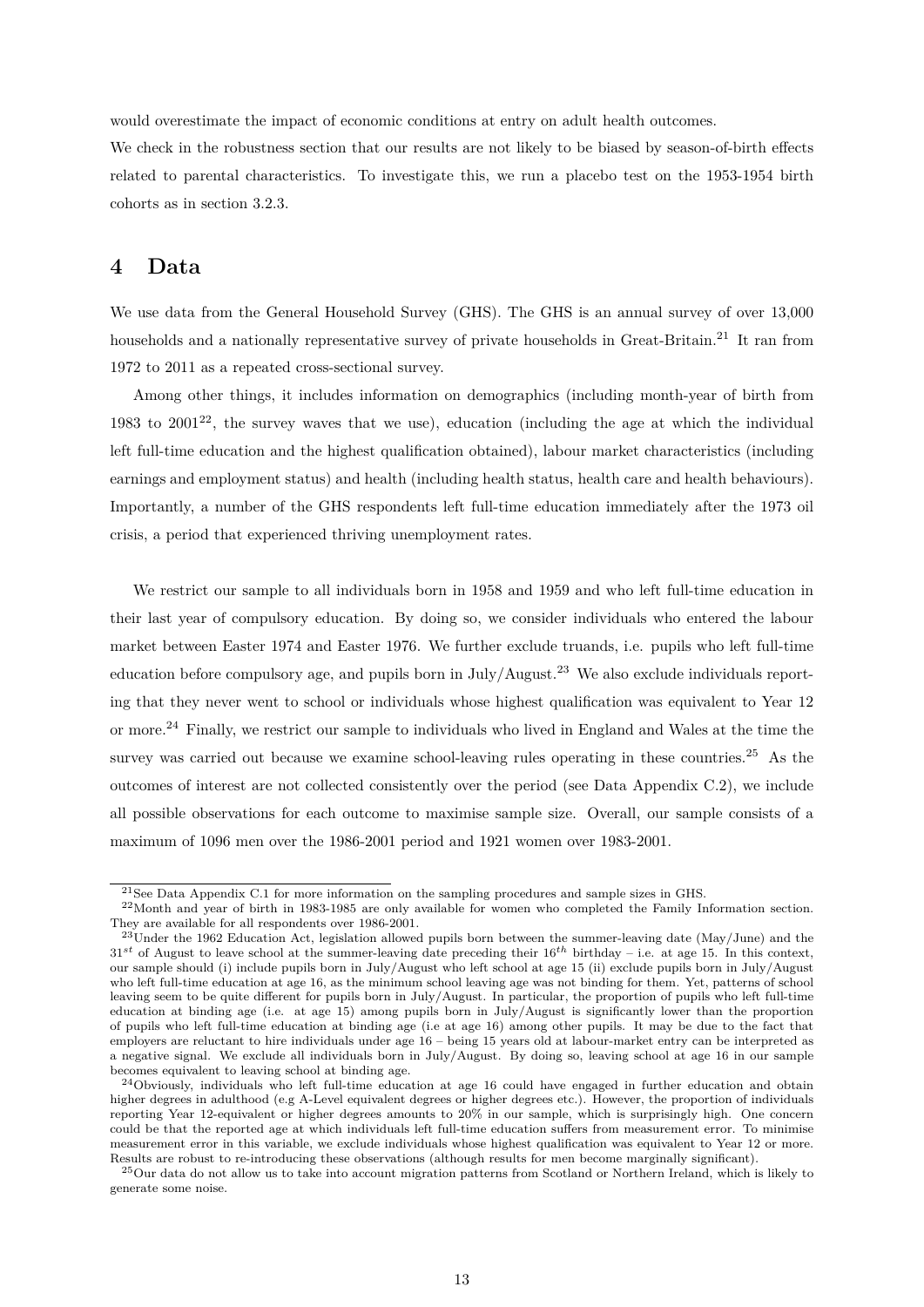would overestimate the impact of economic conditions at entry on adult health outcomes.

We check in the robustness section that our results are not likely to be biased by season-of-birth effects related to parental characteristics. To investigate this, we run a placebo test on the 1953-1954 birth cohorts as in section 3.2.3.

# 4 Data

We use data from the General Household Survey (GHS). The GHS is an annual survey of over 13,000 households and a nationally representative survey of private households in Great-Britain.[21] It ran from 1972 to 2011 as a repeated cross-sectional survey.

Among other things, it includes information on demographics (including month-year of birth from 1983 to 2001[22], the survey waves that we use), education (including the age at which the individual left full-time education and the highest qualification obtained), labour market characteristics (including earnings and employment status) and health (including health status, health care and health behaviours). Importantly, a number of the GHS respondents left full-time education immediately after the 1973 oil crisis, a period that experienced thriving unemployment rates.

We restrict our sample to all individuals born in 1958 and 1959 and who left full-time education in their last year of compulsory education. By doing so, we consider individuals who entered the labour market between Easter 1974 and Easter 1976. We further exclude truands, i.e. pupils who left full-time education before compulsory age, and pupils born in July/August.[23] We also exclude individuals reporting that they never went to school or individuals whose highest qualification was equivalent to Year 12 or more.[24] Finally, we restrict our sample to individuals who lived in England and Wales at the time the survey was carried out because we examine school-leaving rules operating in these countries.[25] As the outcomes of interest are not collected consistently over the period (see Data Appendix C.2), we include all possible observations for each outcome to maximise sample size. Overall, our sample consists of a maximum of 1096 men over the 1986-2001 period and 1921 women over 1983-2001.

---

[21] See Data Appendix C.1 for more information on the sampling procedures and sample sizes in GHS.

[22] Month and year of birth in 1983-1985 are only available for women who completed the Family Information section. They are available for all respondents over 1986-2001.

[23] Under the 1962 Education Act, legislation allowed pupils born between the summer-leaving date (May/June) and the $31^{st}$ of August to leave school at the summer-leaving date preceding their $16^{th}$ birthday – i.e. at age 15. In this context, our sample should (i) include pupils born in July/August who left school at age 15 (ii) exclude pupils born in July/August who left full-time education at age 16, as the minimum school leaving age was not binding for them. Yet, patterns of school leaving seem to be quite different for pupils born in July/August. In particular, the proportion of pupils who left full-time education at binding age (i.e. at age 15) among pupils born in July/August is significantly lower than the proportion of pupils who left full-time education at binding age (i.e at age 16) among other pupils. It may be due to the fact that employers are reluctant to hire individuals under age 16 – being 15 years old at labour-market entry can be interpreted as a negative signal. We exclude all individuals born in July/August. By doing so, leaving school at age 16 in our sample becomes equivalent to leaving school at binding age.

[24] Obviously, individuals who left full-time education at age 16 could have engaged in further education and obtain higher degrees in adulthood (e.g A-Level equivalent degrees or higher degrees etc.). However, the proportion of individuals reporting Year 12-equivalent or higher degrees amounts to 20% in our sample, which is surprisingly high. One concern could be that the reported age at which individuals left full-time education suffers from measurement error. To minimise measurement error in this variable, we exclude individuals whose highest qualification was equivalent to Year 12 or more. Results are robust to re-introducing these observations (although results for men become marginally significant).

[25] Our data do not allow us to take into account migration patterns from Scotland or Northern Ireland, which is likely to generate some noise.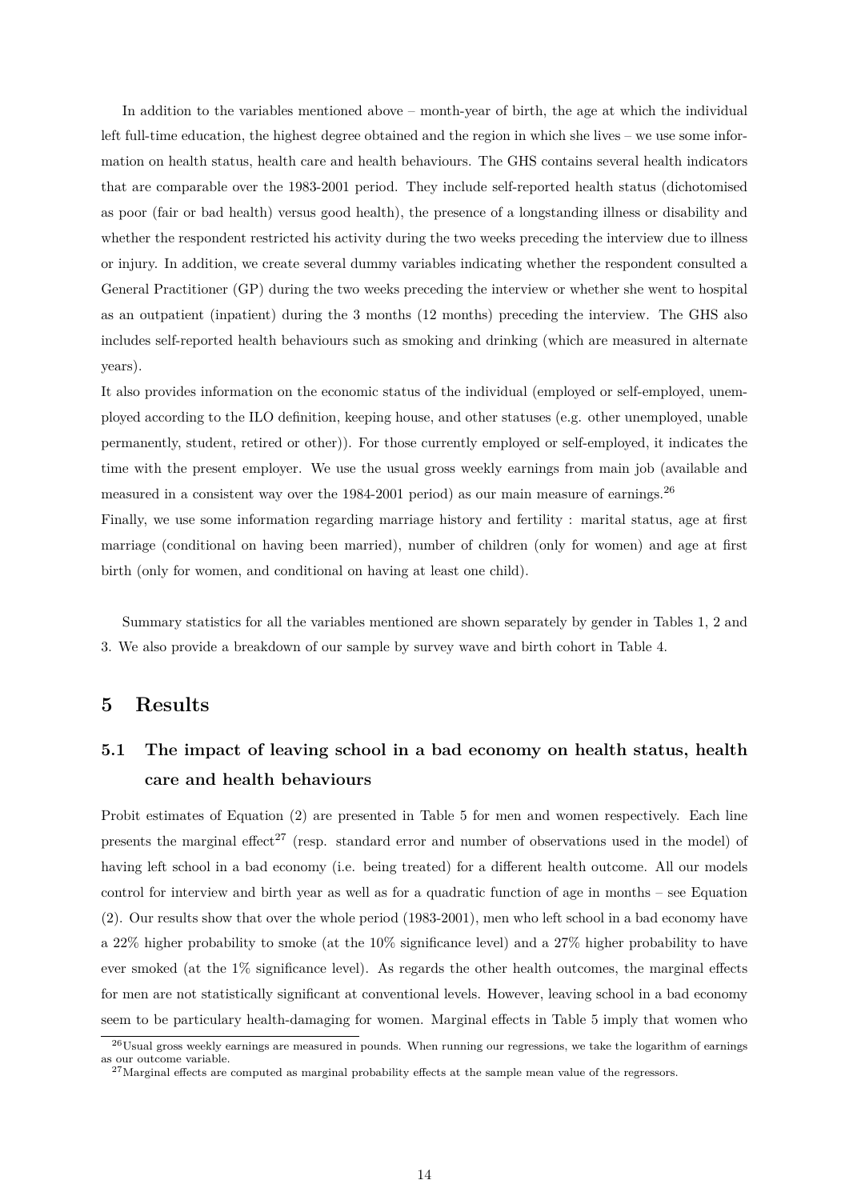In addition to the variables mentioned above – month-year of birth, the age at which the individual left full-time education, the highest degree obtained and the region in which she lives – we use some information on health status, health care and health behaviours. The GHS contains several health indicators that are comparable over the 1983-2001 period. They include self-reported health status (dichotomised as poor (fair or bad health) versus good health), the presence of a longstanding illness or disability and whether the respondent restricted his activity during the two weeks preceding the interview due to illness or injury. In addition, we create several dummy variables indicating whether the respondent consulted a General Practitioner (GP) during the two weeks preceding the interview or whether she went to hospital as an outpatient (inpatient) during the 3 months (12 months) preceding the interview. The GHS also includes self-reported health behaviours such as smoking and drinking (which are measured in alternate years).

It also provides information on the economic status of the individual (employed or self-employed, unemployed according to the ILO definition, keeping house, and other statuses (e.g. other unemployed, unable permanently, student, retired or other)). For those currently employed or self-employed, it indicates the time with the present employer. We use the usual gross weekly earnings from main job (available and measured in a consistent way over the 1984-2001 period) as our main measure of earnings.[26]

Finally, we use some information regarding marriage history and fertility : marital status, age at first marriage (conditional on having been married), number of children (only for women) and age at first birth (only for women, and conditional on having at least one child).

Summary statistics for all the variables mentioned are shown separately by gender in Tables 1, 2 and 3. We also provide a breakdown of our sample by survey wave and birth cohort in Table 4.

# 5 Results

## 5.1 The impact of leaving school in a bad economy on health status, health care and health behaviours

Probit estimates of Equation (2) are presented in Table 5 for men and women respectively. Each line presents the marginal effect[27] (resp. standard error and number of observations used in the model) of having left school in a bad economy (i.e. being treated) for a different health outcome. All our models control for interview and birth year as well as for a quadratic function of age in months – see Equation (2). Our results show that over the whole period (1983-2001), men who left school in a bad economy have a 22% higher probability to smoke (at the 10% significance level) and a 27% higher probability to have ever smoked (at the 1% significance level). As regards the other health outcomes, the marginal effects for men are not statistically significant at conventional levels. However, leaving school in a bad economy seem to be particulary health-damaging for women. Marginal effects in Table 5 imply that women who

[26] Usual gross weekly earnings are measured in pounds. When running our regressions, we take the logarithm of earnings as our outcome variable.

[27] Marginal effects are computed as marginal probability effects at the sample mean value of the regressors.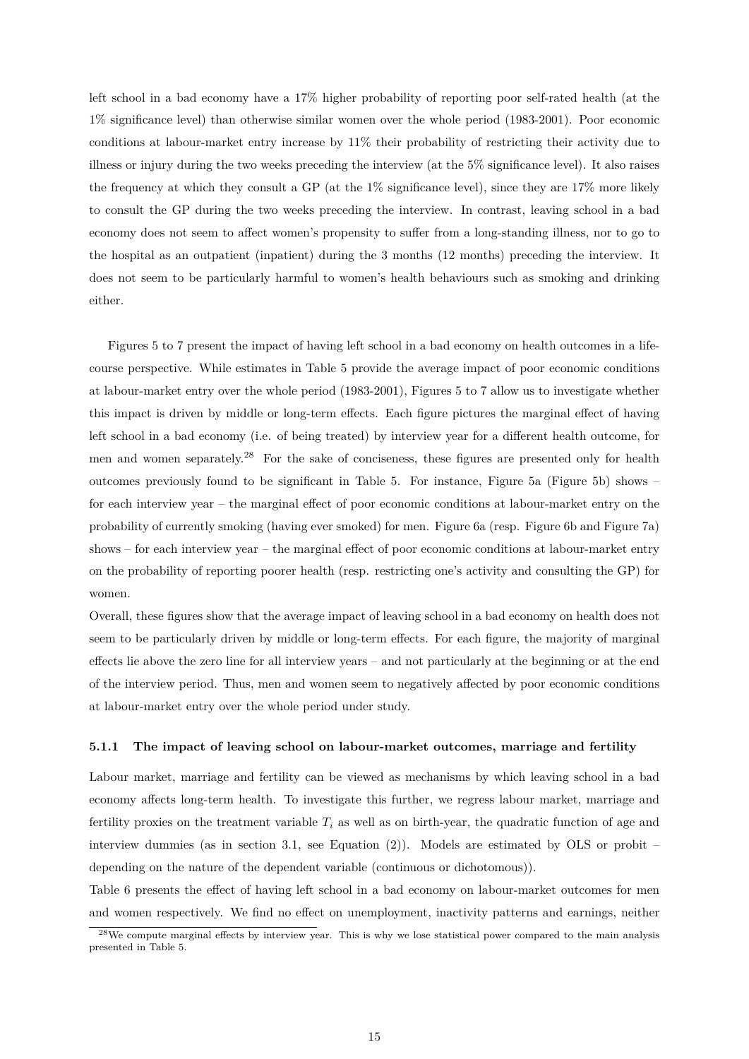left school in a bad economy have a 17% higher probability of reporting poor self-rated health (at the 1% significance level) than otherwise similar women over the whole period (1983-2001). Poor economic conditions at labour-market entry increase by 11% their probability of restricting their activity due to illness or injury during the two weeks preceding the interview (at the 5% significance level). It also raises the frequency at which they consult a GP (at the 1% significance level), since they are 17% more likely to consult the GP during the two weeks preceding the interview. In contrast, leaving school in a bad economy does not seem to affect women's propensity to suffer from a long-standing illness, nor to go to the hospital as an outpatient (inpatient) during the 3 months (12 months) preceding the interview. It does not seem to be particularly harmful to women's health behaviours such as smoking and drinking either.

Figures 5 to 7 present the impact of having left school in a bad economy on health outcomes in a life-course perspective. While estimates in Table 5 provide the average impact of poor economic conditions at labour-market entry over the whole period (1983-2001), Figures 5 to 7 allow us to investigate whether this impact is driven by middle or long-term effects. Each figure pictures the marginal effect of having left school in a bad economy (i.e. of being treated) by interview year for a different health outcome, for men and women separately.[28] For the sake of conciseness, these figures are presented only for health outcomes previously found to be significant in Table 5. For instance, Figure 5a (Figure 5b) shows – for each interview year – the marginal effect of poor economic conditions at labour-market entry on the probability of currently smoking (having ever smoked) for men. Figure 6a (resp. Figure 6b and Figure 7a) shows – for each interview year – the marginal effect of poor economic conditions at labour-market entry on the probability of reporting poorer health (resp. restricting one's activity and consulting the GP) for women.

Overall, these figures show that the average impact of leaving school in a bad economy on health does not seem to be particularly driven by middle or long-term effects. For each figure, the majority of marginal effects lie above the zero line for all interview years – and not particularly at the beginning or at the end of the interview period. Thus, men and women seem to negatively affected by poor economic conditions at labour-market entry over the whole period under study.

### 5.1.1 The impact of leaving school on labour-market outcomes, marriage and fertility

Labour market, marriage and fertility can be viewed as mechanisms by which leaving school in a bad economy affects long-term health. To investigate this further, we regress labour market, marriage and fertility proxies on the treatment variable $T_i$ as well as on birth-year, the quadratic function of age and interview dummies (as in section 3.1, see Equation (2)). Models are estimated by OLS or probit – depending on the nature of the dependent variable (continuous or dichotomous)).

Table 6 presents the effect of having left school in a bad economy on labour-market outcomes for men and women respectively. We find no effect on unemployment, inactivity patterns and earnings, neither

[28] We compute marginal effects by interview year. This is why we lose statistical power compared to the main analysis presented in Table 5.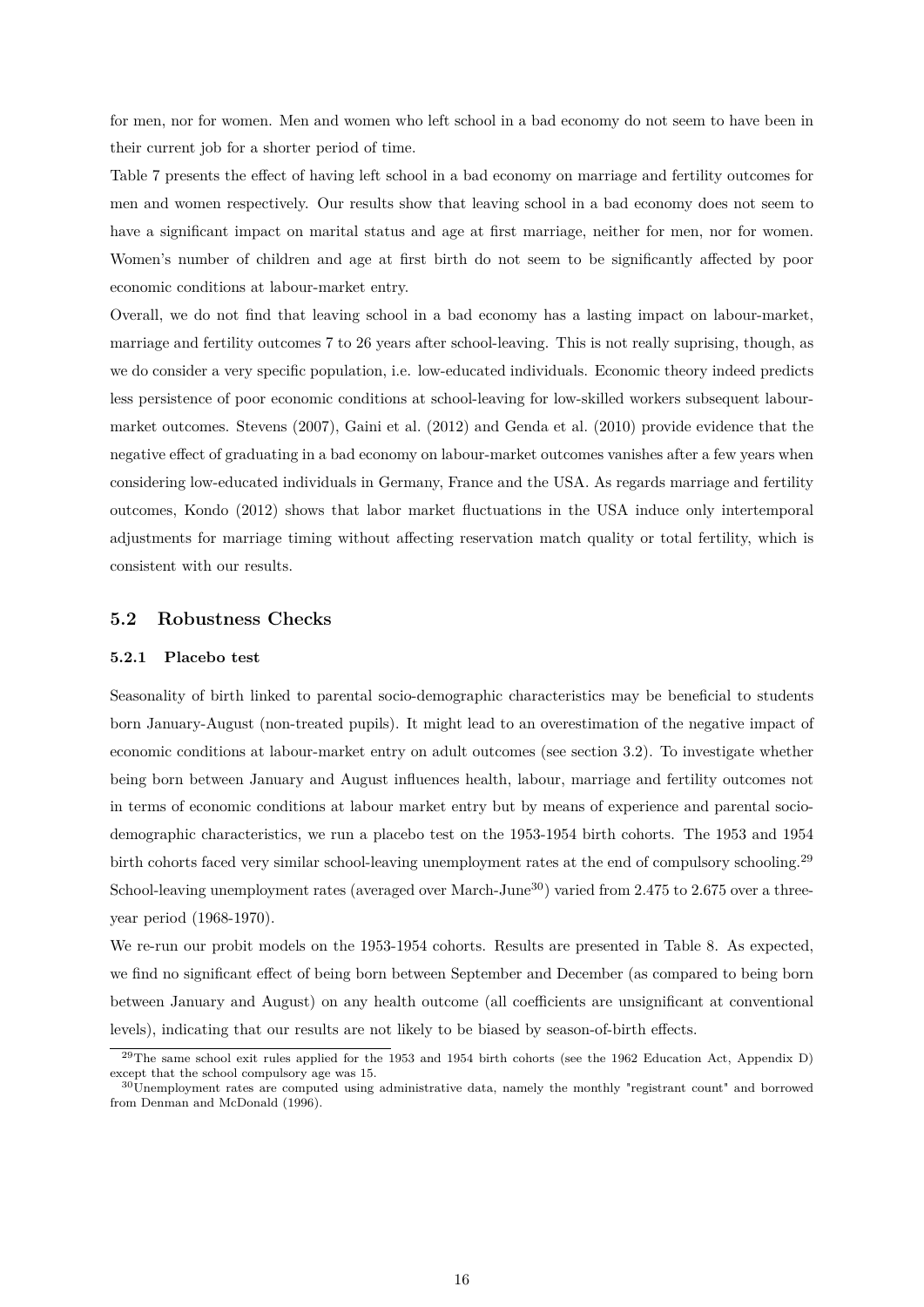for men, nor for women. Men and women who left school in a bad economy do not seem to have been in their current job for a shorter period of time.

Table 7 presents the effect of having left school in a bad economy on marriage and fertility outcomes for men and women respectively. Our results show that leaving school in a bad economy does not seem to have a significant impact on marital status and age at first marriage, neither for men, nor for women. Women's number of children and age at first birth do not seem to be significantly affected by poor economic conditions at labour-market entry.

Overall, we do not find that leaving school in a bad economy has a lasting impact on labour-market, marriage and fertility outcomes 7 to 26 years after school-leaving. This is not really suprising, though, as we do consider a very specific population, i.e. low-educated individuals. Economic theory indeed predicts less persistence of poor economic conditions at school-leaving for low-skilled workers subsequent labour-market outcomes. Stevens (2007), Gaini et al. (2012) and Genda et al. (2010) provide evidence that the negative effect of graduating in a bad economy on labour-market outcomes vanishes after a few years when considering low-educated individuals in Germany, France and the USA. As regards marriage and fertility outcomes, Kondo (2012) shows that labor market fluctuations in the USA induce only intertemporal adjustments for marriage timing without affecting reservation match quality or total fertility, which is consistent with our results.

## 5.2 Robustness Checks

### 5.2.1 Placebo test

Seasonality of birth linked to parental socio-demographic characteristics may be beneficial to students born January-August (non-treated pupils). It might lead to an overestimation of the negative impact of economic conditions at labour-market entry on adult outcomes (see section 3.2). To investigate whether being born between January and August influences health, labour, marriage and fertility outcomes not in terms of economic conditions at labour market entry but by means of experience and parental socio-demographic characteristics, we run a placebo test on the 1953-1954 birth cohorts. The 1953 and 1954 birth cohorts faced very similar school-leaving unemployment rates at the end of compulsory schooling.[29] School-leaving unemployment rates (averaged over March-June[30]) varied from 2.475 to 2.675 over a three-year period (1968-1970).

We re-run our probit models on the 1953-1954 cohorts. Results are presented in Table 8. As expected, we find no significant effect of being born between September and December (as compared to being born between January and August) on any health outcome (all coefficients are unsignificant at conventional levels), indicating that our results are not likely to be biased by season-of-birth effects.

[29] The same school exit rules applied for the 1953 and 1954 birth cohorts (see the 1962 Education Act, Appendix D) except that the school compulsory age was 15.

[30] Unemployment rates are computed using administrative data, namely the monthly "registrant count" and borrowed from Denman and McDonald (1996).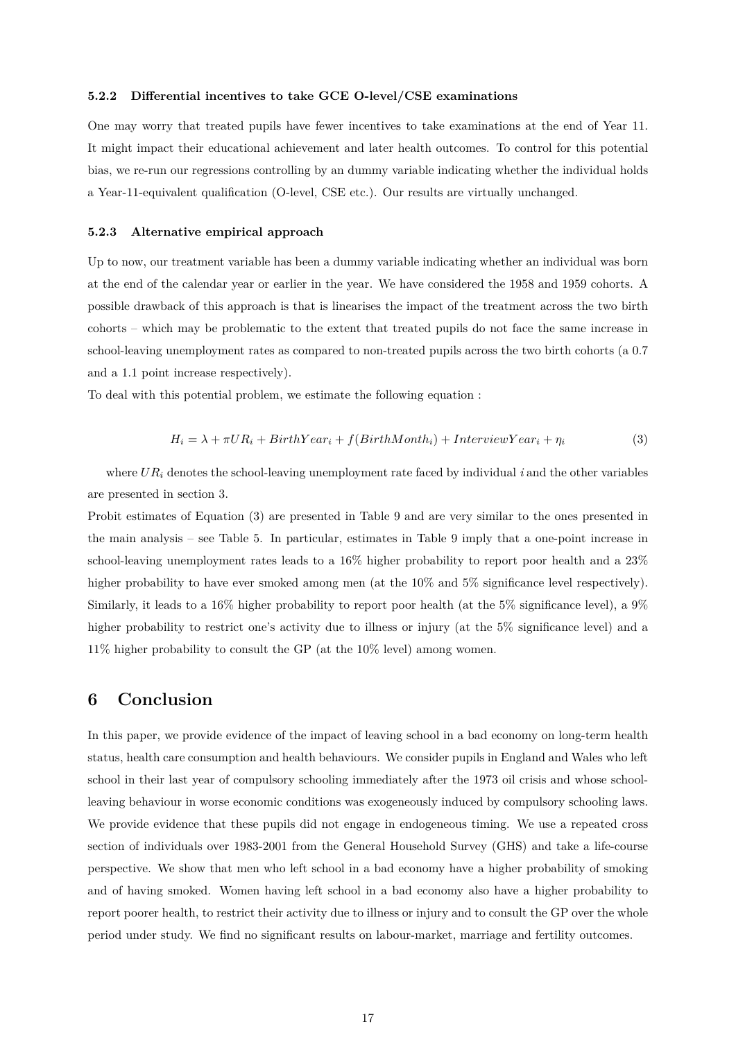#### 5.2.2 Differential incentives to take GCE O-level/CSE examinations

One may worry that treated pupils have fewer incentives to take examinations at the end of Year 11. It might impact their educational achievement and later health outcomes. To control for this potential bias, we re-run our regressions controlling by an dummy variable indicating whether the individual holds a Year-11-equivalent qualification (O-level, CSE etc.). Our results are virtually unchanged.

#### 5.2.3 Alternative empirical approach

Up to now, our treatment variable has been a dummy variable indicating whether an individual was born at the end of the calendar year or earlier in the year. We have considered the 1958 and 1959 cohorts. A possible drawback of this approach is that is linearises the impact of the treatment across the two birth cohorts – which may be problematic to the extent that treated pupils do not face the same increase in school-leaving unemployment rates as compared to non-treated pupils across the two birth cohorts (a 0.7 and a 1.1 point increase respectively).

To deal with this potential problem, we estimate the following equation :

$$H_i = \lambda + \pi UR_i + BirthYear_i + f(BirthMonth_i) + InterviewYear_i + \eta_i \tag{3}$$

where $UR_i$ denotes the school-leaving unemployment rate faced by individual $i$ and the other variables are presented in section 3.

Probit estimates of Equation (3) are presented in Table 9 and are very similar to the ones presented in the main analysis – see Table 5. In particular, estimates in Table 9 imply that a one-point increase in school-leaving unemployment rates leads to a 16% higher probability to report poor health and a 23% higher probability to have ever smoked among men (at the 10% and 5% significance level respectively). Similarly, it leads to a 16% higher probability to report poor health (at the 5% significance level), a 9% higher probability to restrict one's activity due to illness or injury (at the 5% significance level) and a 11% higher probability to consult the GP (at the 10% level) among women.

## 6 Conclusion

In this paper, we provide evidence of the impact of leaving school in a bad economy on long-term health status, health care consumption and health behaviours. We consider pupils in England and Wales who left school in their last year of compulsory schooling immediately after the 1973 oil crisis and whose school-leaving behaviour in worse economic conditions was exogeneously induced by compulsory schooling laws. We provide evidence that these pupils did not engage in endogeneous timing. We use a repeated cross section of individuals over 1983-2001 from the General Household Survey (GHS) and take a life-course perspective. We show that men who left school in a bad economy have a higher probability of smoking and of having smoked. Women having left school in a bad economy also have a higher probability to report poorer health, to restrict their activity due to illness or injury and to consult the GP over the whole period under study. We find no significant results on labour-market, marriage and fertility outcomes.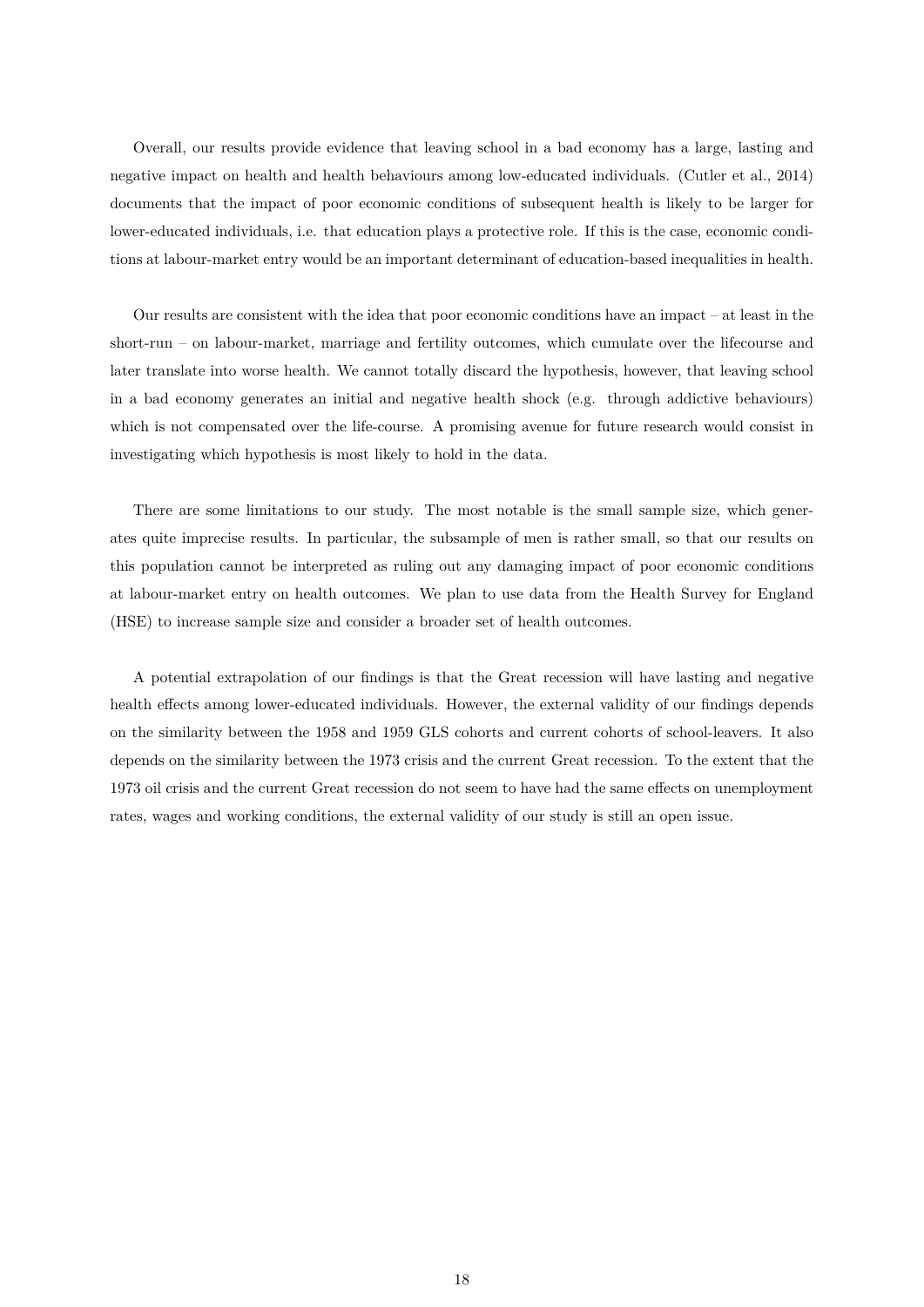Overall, our results provide evidence that leaving school in a bad economy has a large, lasting and negative impact on health and health behaviours among low-educated individuals. (Cutler et al., 2014) documents that the impact of poor economic conditions of subsequent health is likely to be larger for lower-educated individuals, i.e. that education plays a protective role. If this is the case, economic conditions at labour-market entry would be an important determinant of education-based inequalities in health.

Our results are consistent with the idea that poor economic conditions have an impact – at least in the short-run – on labour-market, marriage and fertility outcomes, which cumulate over the lifecourse and later translate into worse health. We cannot totally discard the hypothesis, however, that leaving school in a bad economy generates an initial and negative health shock (e.g. through addictive behaviours) which is not compensated over the life-course. A promising avenue for future research would consist in investigating which hypothesis is most likely to hold in the data.

There are some limitations to our study. The most notable is the small sample size, which generates quite imprecise results. In particular, the subsample of men is rather small, so that our results on this population cannot be interpreted as ruling out any damaging impact of poor economic conditions at labour-market entry on health outcomes. We plan to use data from the Health Survey for England (HSE) to increase sample size and consider a broader set of health outcomes.

A potential extrapolation of our findings is that the Great recession will have lasting and negative health effects among lower-educated individuals. However, the external validity of our findings depends on the similarity between the 1958 and 1959 GLS cohorts and current cohorts of school-leavers. It also depends on the similarity between the 1973 crisis and the current Great recession. To the extent that the 1973 oil crisis and the current Great recession do not seem to have had the same effects on unemployment rates, wages and working conditions, the external validity of our study is still an open issue.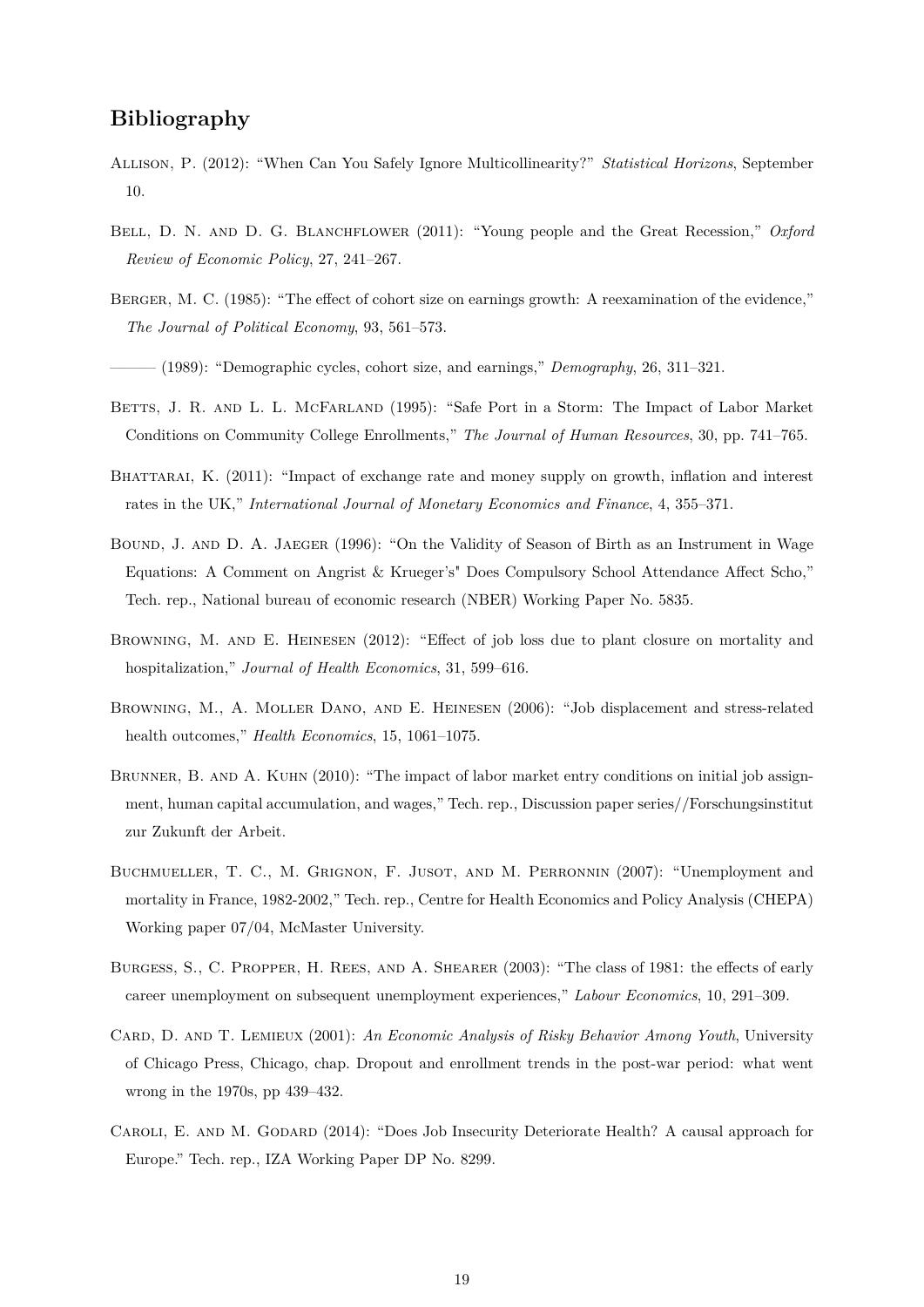## Bibliography

Allison, P. (2012): "When Can You Safely Ignore Multicollinearity?" *Statistical Horizons*, September 10.

Bell, D. N. and D. G. Blanchflower (2011): "Young people and the Great Recession," *Oxford Review of Economic Policy*, 27, 241–267.

Berger, M. C. (1985): "The effect of cohort size on earnings growth: A reexamination of the evidence," *The Journal of Political Economy*, 93, 561–573.

——— (1989): "Demographic cycles, cohort size, and earnings," *Demography*, 26, 311–321.

Betts, J. R. and L. L. McFarland (1995): "Safe Port in a Storm: The Impact of Labor Market Conditions on Community College Enrollments," *The Journal of Human Resources*, 30, pp. 741–765.

Bhattarai, K. (2011): "Impact of exchange rate and money supply on growth, inflation and interest rates in the UK," *International Journal of Monetary Economics and Finance*, 4, 355–371.

Bound, J. and D. A. Jaeger (1996): "On the Validity of Season of Birth as an Instrument in Wage Equations: A Comment on Angrist & Krueger's" Does Compulsory School Attendance Affect Scho," Tech. rep., National bureau of economic research (NBER) Working Paper No. 5835.

Browning, M. and E. Heinesen (2012): "Effect of job loss due to plant closure on mortality and hospitalization," *Journal of Health Economics*, 31, 599–616.

Browning, M., A. Moller Dano, and E. Heinesen (2006): "Job displacement and stress-related health outcomes," *Health Economics*, 15, 1061–1075.

Brunner, B. and A. Kuhn (2010): "The impact of labor market entry conditions on initial job assignment, human capital accumulation, and wages," Tech. rep., Discussion paper series//Forschungsinstitut zur Zukunft der Arbeit.

Buchmueller, T. C., M. Grignon, F. Jusot, and M. Perronnin (2007): "Unemployment and mortality in France, 1982-2002," Tech. rep., Centre for Health Economics and Policy Analysis (CHEPA) Working paper 07/04, McMaster University.

Burgess, S., C. Propper, H. Rees, and A. Shearer (2003): "The class of 1981: the effects of early career unemployment on subsequent unemployment experiences," *Labour Economics*, 10, 291–309.

Card, D. and T. Lemieux (2001): *An Economic Analysis of Risky Behavior Among Youth*, University of Chicago Press, Chicago, chap. Dropout and enrollment trends in the post-war period: what went wrong in the 1970s, pp 439–432.

Caroli, E. and M. Godard (2014): "Does Job Insecurity Deteriorate Health? A causal approach for Europe." Tech. rep., IZA Working Paper DP No. 8299.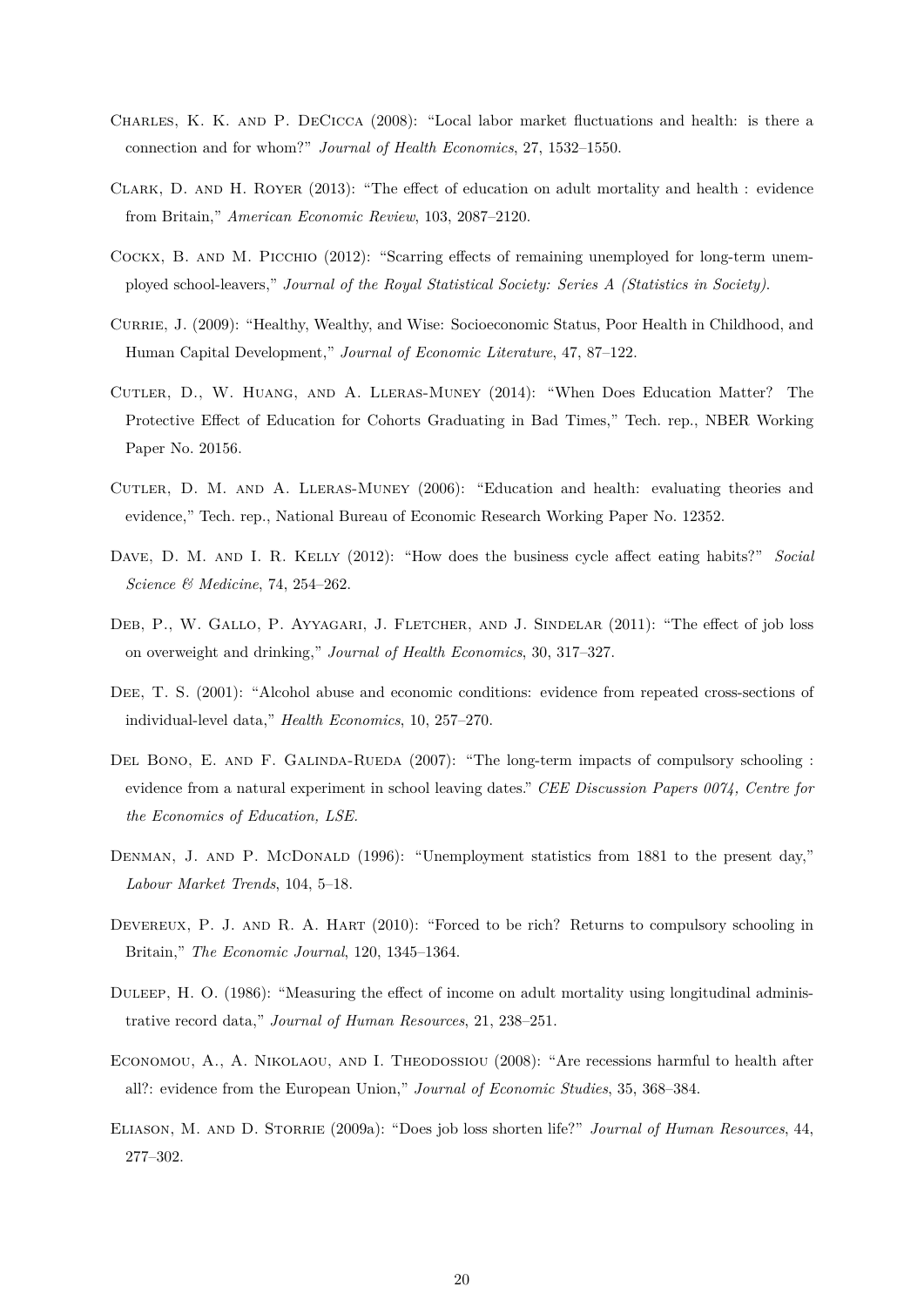Charles, K. K. and P. DeCicca (2008): "Local labor market fluctuations and health: is there a connection and for whom?" *Journal of Health Economics*, 27, 1532–1550.

Clark, D. and H. Royer (2013): "The effect of education on adult mortality and health : evidence from Britain," *American Economic Review*, 103, 2087–2120.

Cockx, B. and M. Picchio (2012): "Scarring effects of remaining unemployed for long-term unemployed school-leavers," *Journal of the Royal Statistical Society: Series A (Statistics in Society)*.

Currie, J. (2009): "Healthy, Wealthy, and Wise: Socioeconomic Status, Poor Health in Childhood, and Human Capital Development," *Journal of Economic Literature*, 47, 87–122.

Cutler, D., W. Huang, and A. Lleras-Muney (2014): "When Does Education Matter? The Protective Effect of Education for Cohorts Graduating in Bad Times," Tech. rep., NBER Working Paper No. 20156.

Cutler, D. M. and A. Lleras-Muney (2006): "Education and health: evaluating theories and evidence," Tech. rep., National Bureau of Economic Research Working Paper No. 12352.

Dave, D. M. and I. R. Kelly (2012): "How does the business cycle affect eating habits?" *Social Science & Medicine*, 74, 254–262.

Deb, P., W. Gallo, P. Ayyagari, J. Fletcher, and J. Sindelar (2011): "The effect of job loss on overweight and drinking," *Journal of Health Economics*, 30, 317–327.

Dee, T. S. (2001): "Alcohol abuse and economic conditions: evidence from repeated cross-sections of individual-level data," *Health Economics*, 10, 257–270.

Del Bono, E. and F. Galinda-Rueda (2007): "The long-term impacts of compulsory schooling : evidence from a natural experiment in school leaving dates." *CEE Discussion Papers 0074, Centre for the Economics of Education, LSE.*

Denman, J. and P. McDonald (1996): "Unemployment statistics from 1881 to the present day," *Labour Market Trends*, 104, 5–18.

Devereux, P. J. and R. A. Hart (2010): "Forced to be rich? Returns to compulsory schooling in Britain," *The Economic Journal*, 120, 1345–1364.

Duleep, H. O. (1986): "Measuring the effect of income on adult mortality using longitudinal administrative record data," *Journal of Human Resources*, 21, 238–251.

Economou, A., A. Nikolaou, and I. Theodossiou (2008): "Are recessions harmful to health after all?: evidence from the European Union," *Journal of Economic Studies*, 35, 368–384.

Eliason, M. and D. Storrie (2009a): "Does job loss shorten life?" *Journal of Human Resources*, 44, 277–302.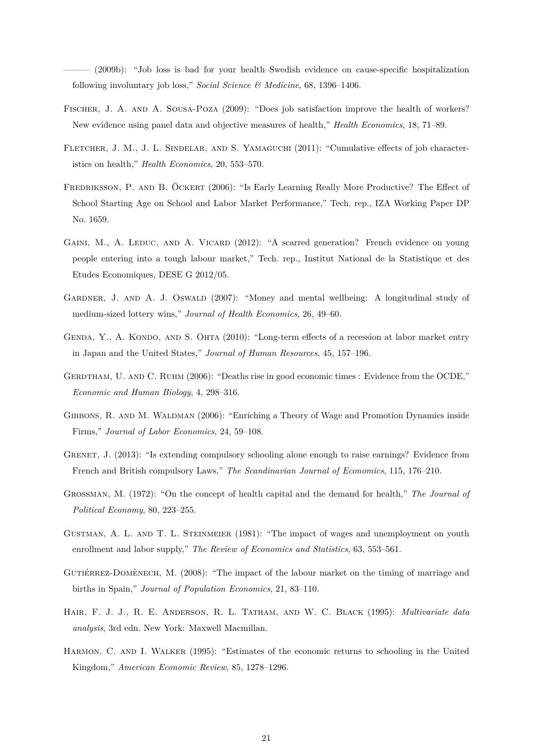——— (2009b): "Job loss is bad for your health–Swedish evidence on cause-specific hospitalization following involuntary job loss," *Social Science & Medicine*, 68, 1396–1406.

Fischer, J. A. and A. Sousa-Poza (2009): "Does job satisfaction improve the health of workers? New evidence using panel data and objective measures of health," *Health Economics*, 18, 71–89.

Fletcher, J. M., J. L. Sindelar, and S. Yamaguchi (2011): "Cumulative effects of job characteristics on health," *Health Economics*, 20, 553–570.

Fredriksson, P. and B. Öckert (2006): "Is Early Learning Really More Productive? The Effect of School Starting Age on School and Labor Market Performance," Tech. rep., IZA Working Paper DP No. 1659.

Gaini, M., A. Leduc, and A. Vicard (2012): "A scarred generation? French evidence on young people entering into a tough labour market," Tech. rep., Institut National de la Statistique et des Etudes Economiques, DESE G 2012/05.

Gardner, J. and A. J. Oswald (2007): "Money and mental wellbeing: A longitudinal study of medium-sized lottery wins," *Journal of Health Economics*, 26, 49–60.

Genda, Y., A. Kondo, and S. Ohta (2010): "Long-term effects of a recession at labor market entry in Japan and the United States," *Journal of Human Resources*, 45, 157–196.

Gerdtham, U. and C. Ruhm (2006): "Deaths rise in good economic times : Evidence from the OCDE," *Economic and Human Biology*, 4, 298–316.

Gibbons, R. and M. Waldman (2006): "Enriching a Theory of Wage and Promotion Dynamics inside Firms," *Journal of Labor Economics*, 24, 59–108.

Grenet, J. (2013): "Is extending compulsory schooling alone enough to raise earnings? Evidence from French and British compulsory Laws," *The Scandinavian Journal of Economics*, 115, 176–210.

Grossman, M. (1972): "On the concept of health capital and the demand for health," *The Journal of Political Economy*, 80, 223–255.

Gustman, A. L. and T. L. Steinmeier (1981): "The impact of wages and unemployment on youth enrollment and labor supply," *The Review of Economics and Statistics*, 63, 553–561.

Gutiérrez-Domènech, M. (2008): "The impact of the labour market on the timing of marriage and births in Spain," *Journal of Population Economics*, 21, 83–110.

Hair, F. J. J., R. E. Anderson, R. L. Tatham, and W. C. Black (1995): *Multivariate data analysis*, 3rd edn. New York: Maxwell Macmillan.

Harmon, C. and I. Walker (1995): "Estimates of the economic returns to schooling in the United Kingdom," *American Economic Review*, 85, 1278–1296.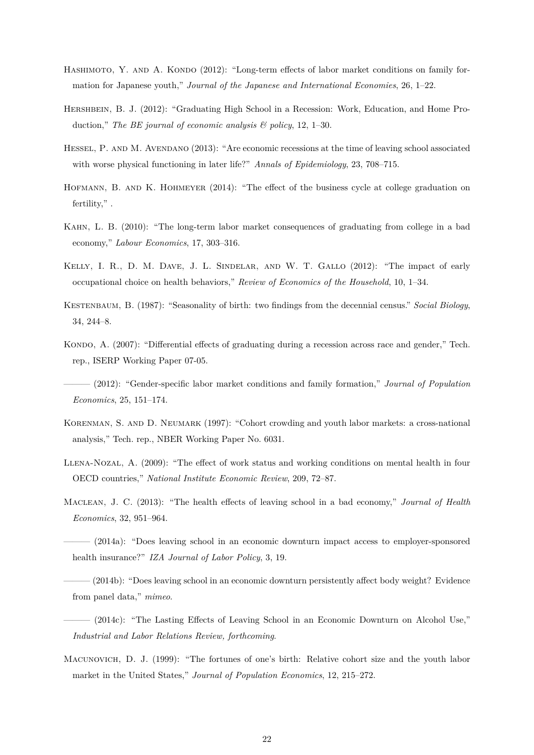Hashimoto, Y. and A. Kondo (2012): "Long-term effects of labor market conditions on family formation for Japanese youth," *Journal of the Japanese and International Economies*, 26, 1–22.

Hershbein, B. J. (2012): "Graduating High School in a Recession: Work, Education, and Home Production," *The BE journal of economic analysis & policy*, 12, 1–30.

Hessel, P. and M. Avendano (2013): "Are economic recessions at the time of leaving school associated with worse physical functioning in later life?" *Annals of Epidemiology*, 23, 708–715.

Hofmann, B. and K. Hohmeyer (2014): "The effect of the business cycle at college graduation on fertility," .

Kahn, L. B. (2010): "The long-term labor market consequences of graduating from college in a bad economy," *Labour Economics*, 17, 303–316.

Kelly, I. R., D. M. Dave, J. L. Sindelar, and W. T. Gallo (2012): "The impact of early occupational choice on health behaviors," *Review of Economics of the Household*, 10, 1–34.

Kestenbaum, B. (1987): "Seasonality of birth: two findings from the decennial census." *Social Biology*, 34, 244–8.

Kondo, A. (2007): "Differential effects of graduating during a recession across race and gender," Tech. rep., ISERP Working Paper 07-05.

——— (2012): "Gender-specific labor market conditions and family formation," *Journal of Population Economics*, 25, 151–174.

Korenman, S. and D. Neumark (1997): "Cohort crowding and youth labor markets: a cross-national analysis," Tech. rep., NBER Working Paper No. 6031.

Llena-Nozal, A. (2009): "The effect of work status and working conditions on mental health in four OECD countries," *National Institute Economic Review*, 209, 72–87.

Maclean, J. C. (2013): "The health effects of leaving school in a bad economy," *Journal of Health Economics*, 32, 951–964.

——— (2014a): "Does leaving school in an economic downturn impact access to employer-sponsored health insurance?" *IZA Journal of Labor Policy*, 3, 19.

——— (2014b): "Does leaving school in an economic downturn persistently affect body weight? Evidence from panel data," *mimeo*.

——— (2014c): "The Lasting Effects of Leaving School in an Economic Downturn on Alcohol Use," *Industrial and Labor Relations Review, forthcoming*.

Macunovich, D. J. (1999): "The fortunes of one's birth: Relative cohort size and the youth labor market in the United States," *Journal of Population Economics*, 12, 215–272.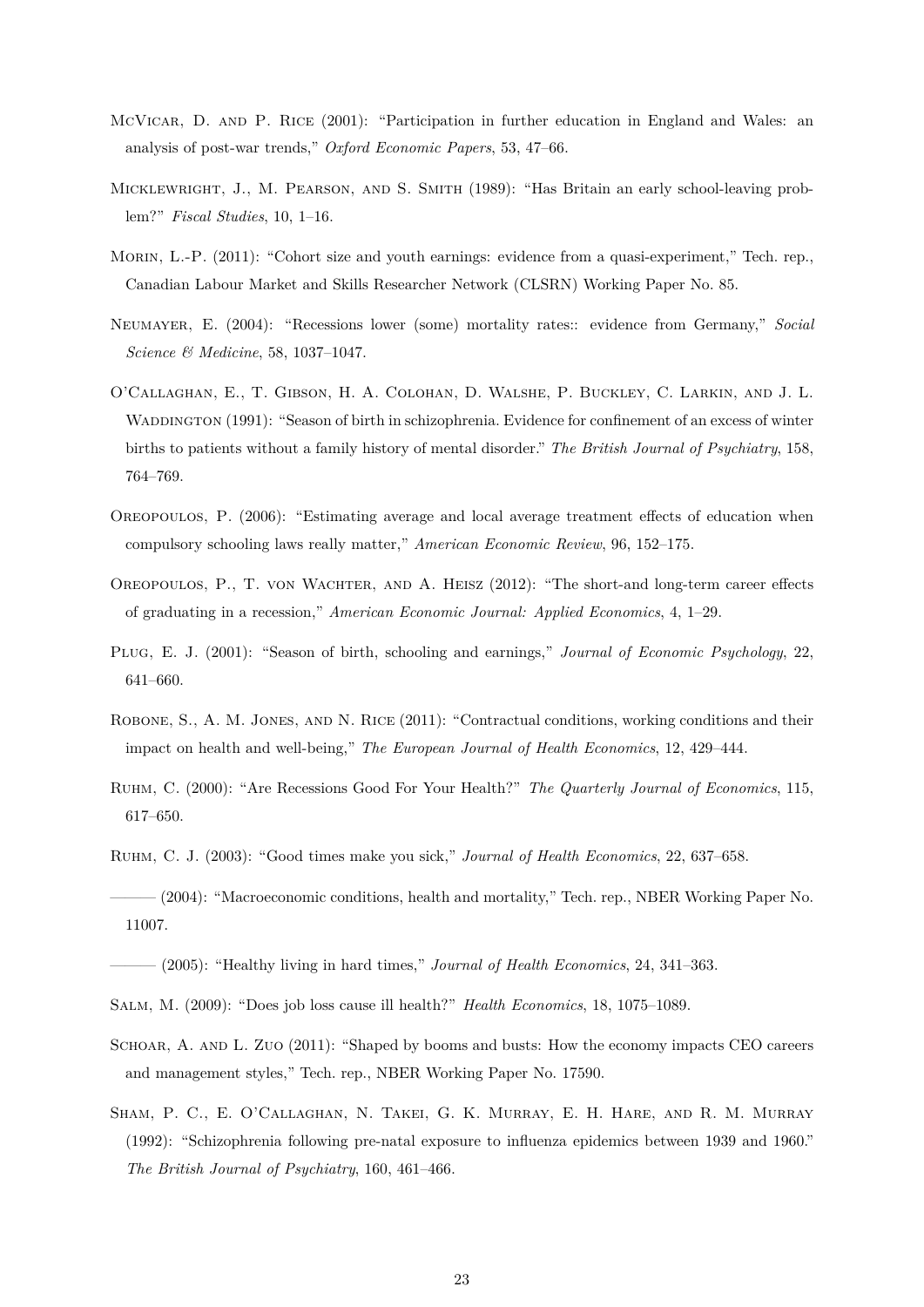McVicar, D. and P. Rice (2001): "Participation in further education in England and Wales: an analysis of post-war trends," *Oxford Economic Papers*, 53, 47–66.

Micklewright, J., M. Pearson, and S. Smith (1989): "Has Britain an early school-leaving problem?" *Fiscal Studies*, 10, 1–16.

Morin, L.-P. (2011): "Cohort size and youth earnings: evidence from a quasi-experiment," Tech. rep., Canadian Labour Market and Skills Researcher Network (CLSRN) Working Paper No. 85.

Neumayer, E. (2004): "Recessions lower (some) mortality rates:: evidence from Germany," *Social Science & Medicine*, 58, 1037–1047.

O'Callaghan, E., T. Gibson, H. A. Colohan, D. Walshe, P. Buckley, C. Larkin, and J. L. Waddington (1991): "Season of birth in schizophrenia. Evidence for confinement of an excess of winter births to patients without a family history of mental disorder." *The British Journal of Psychiatry*, 158, 764–769.

Oreopoulos, P. (2006): "Estimating average and local average treatment effects of education when compulsory schooling laws really matter," *American Economic Review*, 96, 152–175.

Oreopoulos, P., T. von Wachter, and A. Heisz (2012): "The short-and long-term career effects of graduating in a recession," *American Economic Journal: Applied Economics*, 4, 1–29.

Plug, E. J. (2001): "Season of birth, schooling and earnings," *Journal of Economic Psychology*, 22, 641–660.

Robone, S., A. M. Jones, and N. Rice (2011): "Contractual conditions, working conditions and their impact on health and well-being," *The European Journal of Health Economics*, 12, 429–444.

Ruhm, C. (2000): "Are Recessions Good For Your Health?" *The Quarterly Journal of Economics*, 115, 617–650.

Ruhm, C. J. (2003): "Good times make you sick," *Journal of Health Economics*, 22, 637–658.

——— (2004): "Macroeconomic conditions, health and mortality," Tech. rep., NBER Working Paper No. 11007.

——— (2005): "Healthy living in hard times," *Journal of Health Economics*, 24, 341–363.

Salm, M. (2009): "Does job loss cause ill health?" *Health Economics*, 18, 1075–1089.

Schoar, A. and L. Zuo (2011): "Shaped by booms and busts: How the economy impacts CEO careers and management styles," Tech. rep., NBER Working Paper No. 17590.

Sham, P. C., E. O'Callaghan, N. Takei, G. K. Murray, E. H. Hare, and R. M. Murray (1992): "Schizophrenia following pre-natal exposure to influenza epidemics between 1939 and 1960." *The British Journal of Psychiatry*, 160, 461–466.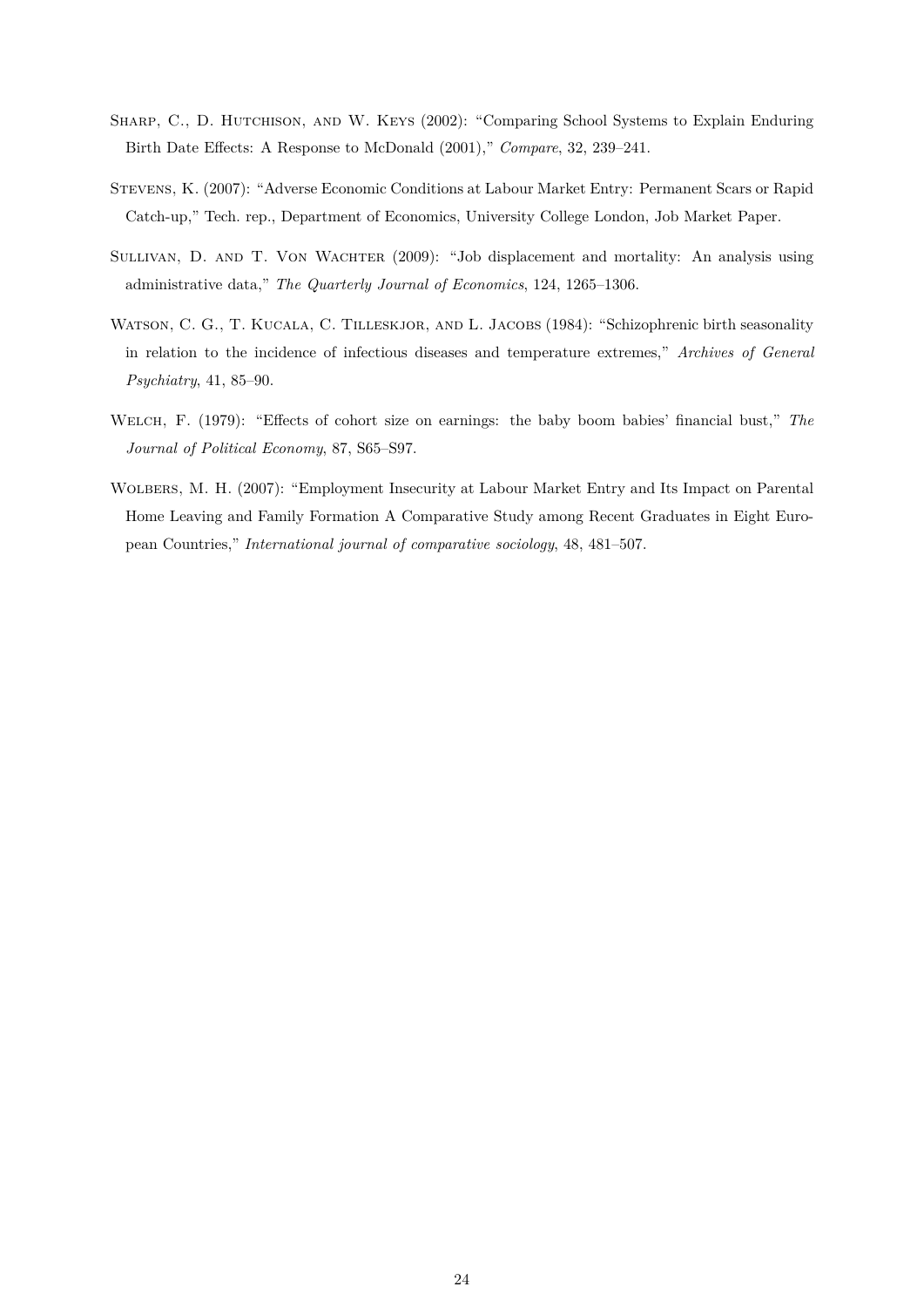Sharp, C., D. Hutchison, and W. Keys (2002): "Comparing School Systems to Explain Enduring Birth Date Effects: A Response to McDonald (2001)," *Compare*, 32, 239–241.

Stevens, K. (2007): "Adverse Economic Conditions at Labour Market Entry: Permanent Scars or Rapid Catch-up," Tech. rep., Department of Economics, University College London, Job Market Paper.

Sullivan, D. and T. Von Wachter (2009): "Job displacement and mortality: An analysis using administrative data," *The Quarterly Journal of Economics*, 124, 1265–1306.

Watson, C. G., T. Kucala, C. Tilleskjor, and L. Jacobs (1984): "Schizophrenic birth seasonality in relation to the incidence of infectious diseases and temperature extremes," *Archives of General Psychiatry*, 41, 85–90.

Welch, F. (1979): "Effects of cohort size on earnings: the baby boom babies' financial bust," *The Journal of Political Economy*, 87, S65–S97.

Wolbers, M. H. (2007): "Employment Insecurity at Labour Market Entry and Its Impact on Parental Home Leaving and Family Formation A Comparative Study among Recent Graduates in Eight European Countries," *International journal of comparative sociology*, 48, 481–507.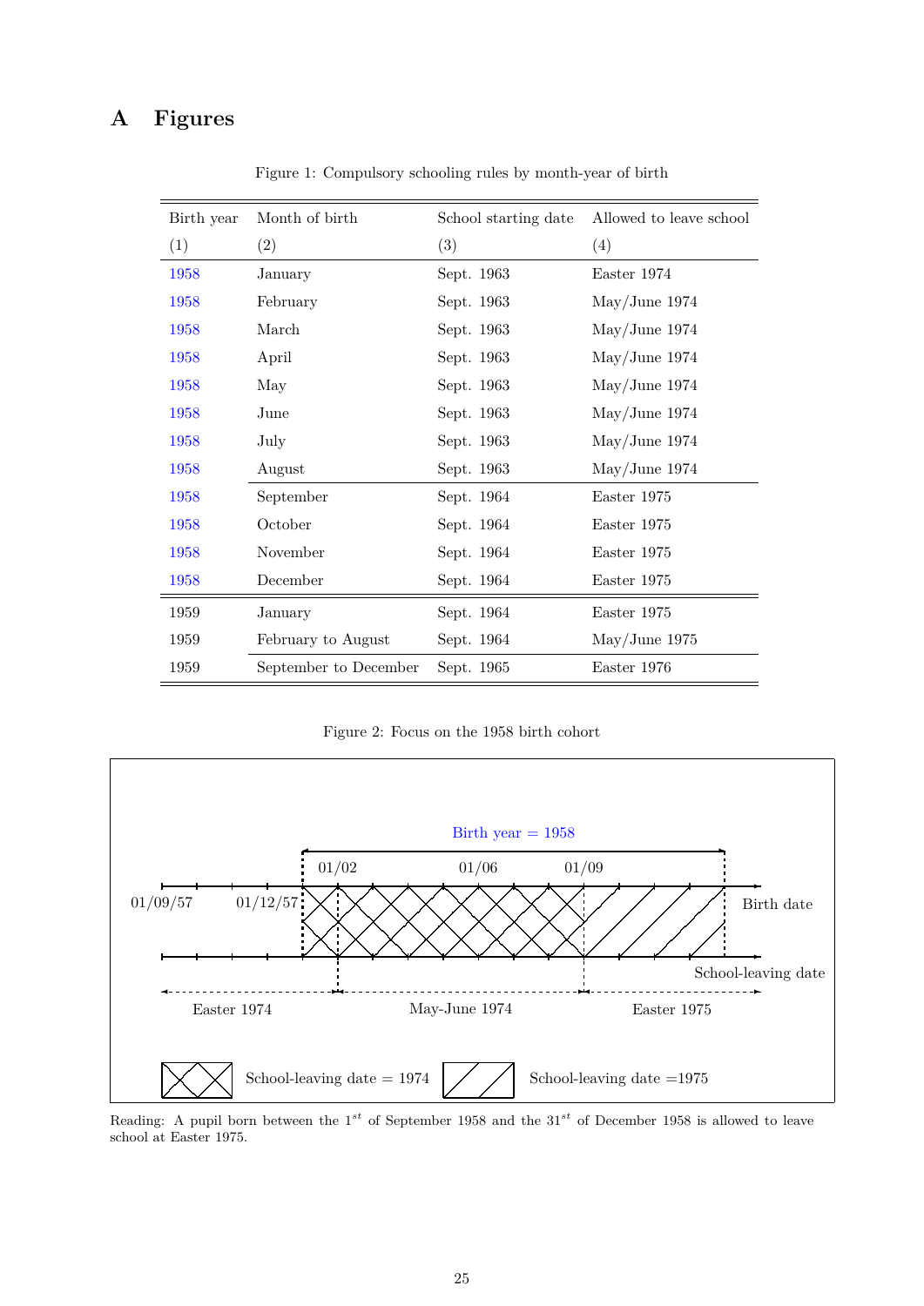# A Figures

Figure 1: Compulsory schooling rules by month-year of birth

| Birth year (1) | Month of birth (2) | School starting date (3) | Allowed to leave school (4) |
|---|---|---|---|
| 1958 | January | Sept. 1963 | Easter 1974 |
| 1958 | February | Sept. 1963 | May/June 1974 |
| 1958 | March | Sept. 1963 | May/June 1974 |
| 1958 | April | Sept. 1963 | May/June 1974 |
| 1958 | May | Sept. 1963 | May/June 1974 |
| 1958 | June | Sept. 1963 | May/June 1974 |
| 1958 | July | Sept. 1963 | May/June 1974 |
| 1958 | August | Sept. 1963 | May/June 1974 |
| 1958 | September | Sept. 1964 | Easter 1975 |
| 1958 | October | Sept. 1964 | Easter 1975 |
| 1958 | November | Sept. 1964 | Easter 1975 |
| 1958 | December | Sept. 1964 | Easter 1975 |
| 1959 | January | Sept. 1964 | Easter 1975 |
| 1959 | February to August | Sept. 1964 | May/June 1975 |
| 1959 | September to December | Sept. 1965 | Easter 1976 |

Figure 2: Focus on the 1958 birth cohort

Reading: A pupil born between the 1st of September 1958 and the 31st of December 1958 is allowed to leave school at Easter 1975.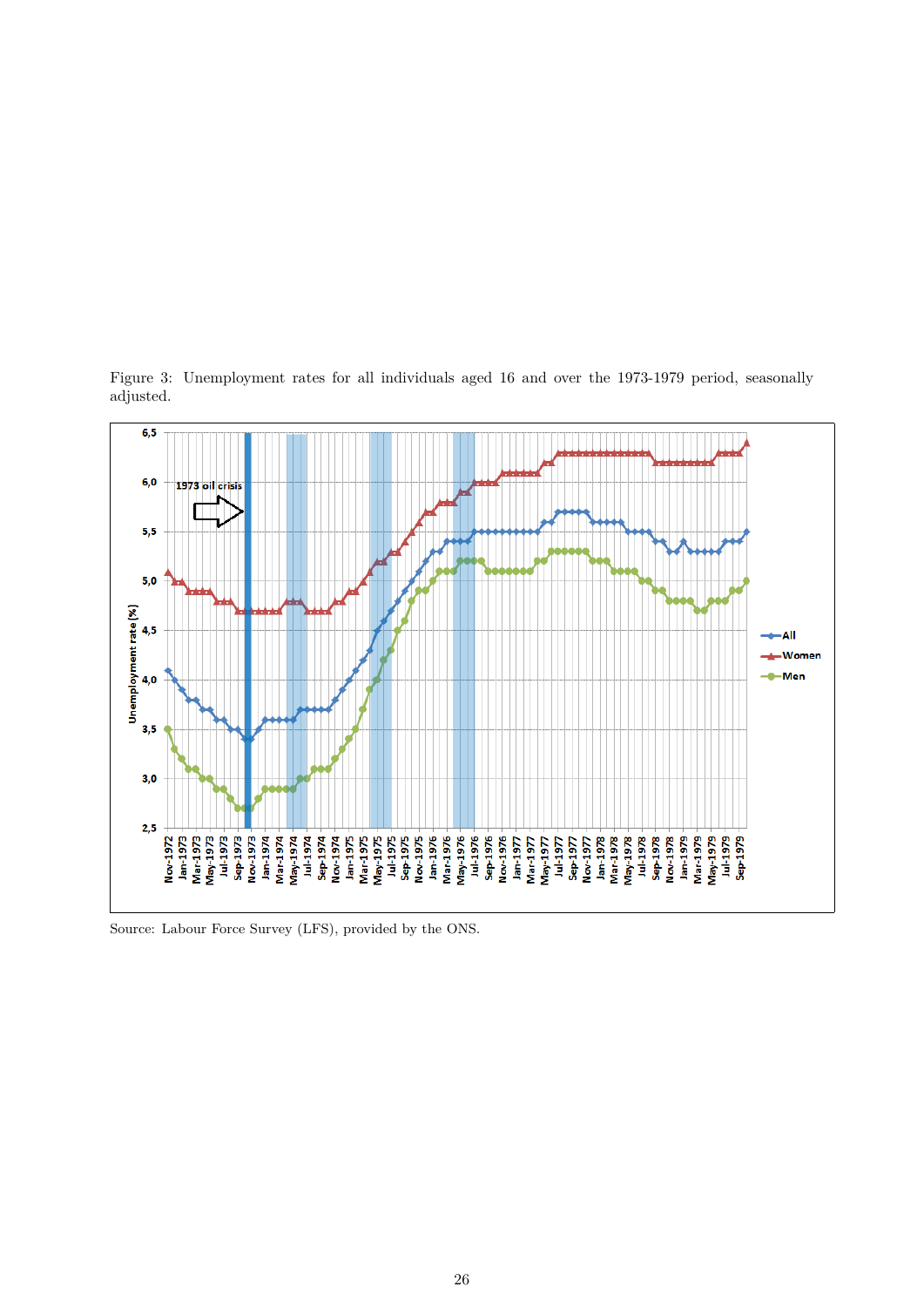Figure 3: Unemployment rates for all individuals aged 16 and over the 1973-1979 period, seasonally adjusted.

Source: Labour Force Survey (LFS), provided by the ONS.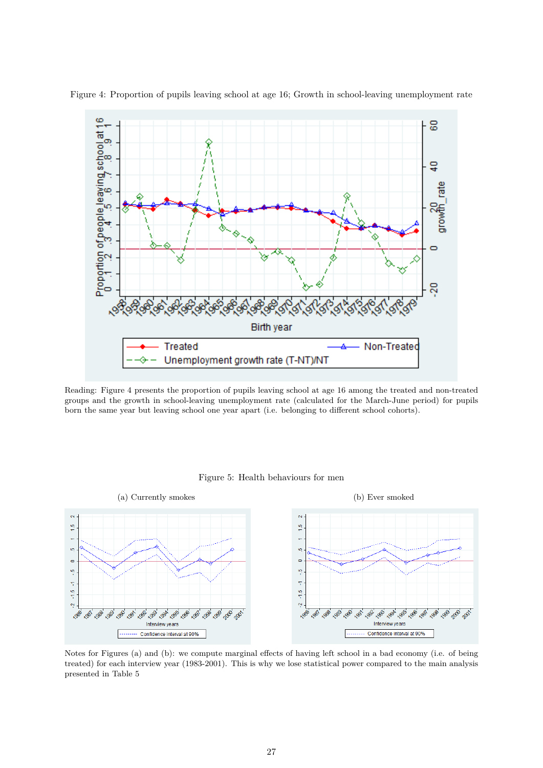Figure 4: Proportion of pupils leaving school at age 16; Growth in school-leaving unemployment rate

Reading: Figure 4 presents the proportion of pupils leaving school at age 16 among the treated and non-treated groups and the growth in school-leaving unemployment rate (calculated for the March-June period) for pupils born the same year but leaving school one year apart (i.e. belonging to different school cohorts).

Figure 5: Health behaviours for men

(a) Currently smokes

(b) Ever smoked

Notes for Figures (a) and (b): we compute marginal effects of having left school in a bad economy (i.e. of being treated) for each interview year (1983-2001). This is why we lose statistical power compared to the main analysis presented in Table 5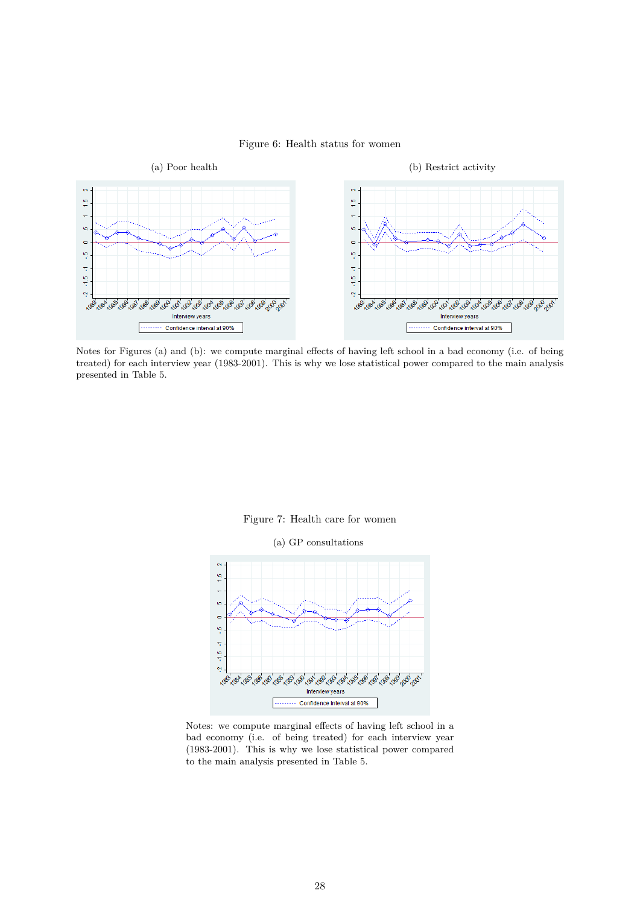Figure 6: Health status for women

(a) Poor health

(b) Restrict activity

Notes for Figures (a) and (b): we compute marginal effects of having left school in a bad economy (i.e. of being treated) for each interview year (1983-2001). This is why we lose statistical power compared to the main analysis presented in Table 5.

Figure 7: Health care for women

(a) GP consultations

Notes: we compute marginal effects of having left school in a bad economy (i.e. of being treated) for each interview year (1983-2001). This is why we lose statistical power compared to the main analysis presented in Table 5.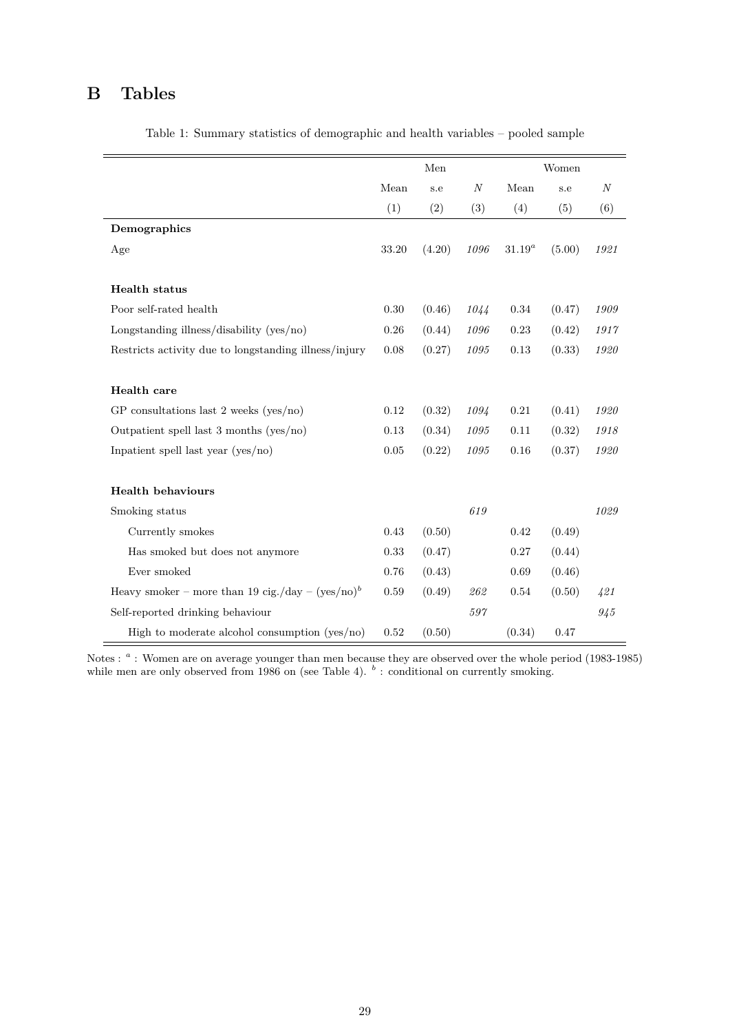# B Tables

Table 1: Summary statistics of demographic and health variables – pooled sample

| | Men | | | Women | | |
|---|---|---|---|---|---|---|
| | Mean | s.e | $N$ | Mean | s.e | $N$ |
| | (1) | (2) | (3) | (4) | (5) | (6) |
| **Demographics** | | | | | | |
| Age | 33.20 | (4.20) | *1096* | $31.19^{a}$ | (5.00) | *1921* |
| **Health status** | | | | | | |
| Poor self-rated health | 0.30 | (0.46) | *1044* | 0.34 | (0.47) | *1909* |
| Longstanding illness/disability (yes/no) | 0.26 | (0.44) | *1096* | 0.23 | (0.42) | *1917* |
| Restricts activity due to longstanding illness/injury | 0.08 | (0.27) | *1095* | 0.13 | (0.33) | *1920* |
| **Health care** | | | | | | |
| GP consultations last 2 weeks (yes/no) | 0.12 | (0.32) | *1094* | 0.21 | (0.41) | *1920* |
| Outpatient spell last 3 months (yes/no) | 0.13 | (0.34) | *1095* | 0.11 | (0.32) | *1918* |
| Inpatient spell last year (yes/no) | 0.05 | (0.22) | *1095* | 0.16 | (0.37) | *1920* |
| **Health behaviours** | | | | | | |
| Smoking status | | | *619* | | | *1029* |
| Currently smokes | 0.43 | (0.50) | | 0.42 | (0.49) | |
| Has smoked but does not anymore | 0.33 | (0.47) | | 0.27 | (0.44) | |
| Ever smoked | 0.76 | (0.43) | | 0.69 | (0.46) | |
| Heavy smoker – more than 19 cig./day – $(\text{yes/no})^{b}$ | 0.59 | (0.49) | *262* | 0.54 | (0.50) | *421* |
| Self-reported drinking behaviour | | | *597* | | | *945* |
| High to moderate alcohol consumption (yes/no) | 0.52 | (0.50) | | (0.34) | 0.47 | |

Notes : [a] : Women are on average younger than men because they are observed over the whole period (1983-1985) while men are only observed from 1986 on (see Table 4). [b] : conditional on currently smoking.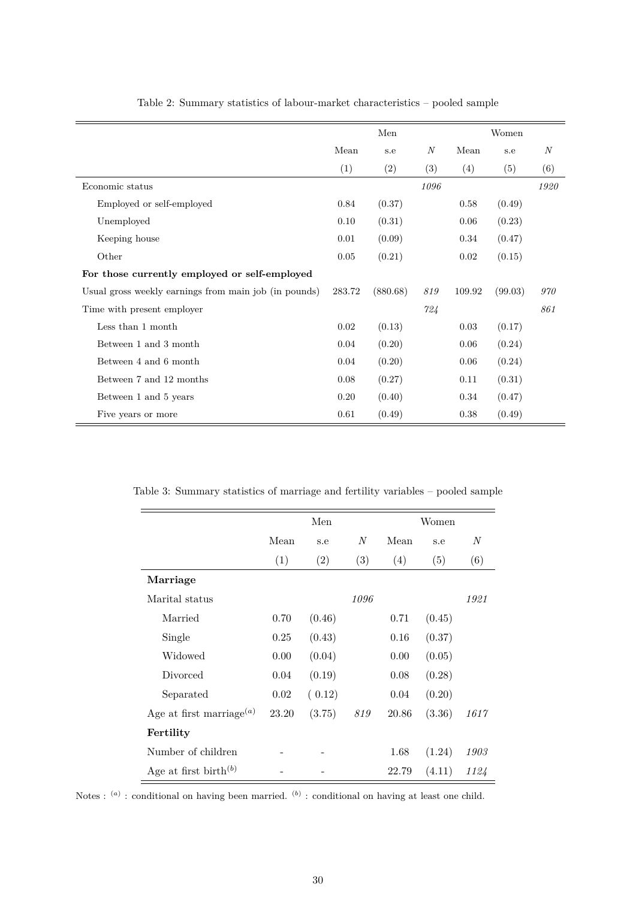Table 2: Summary statistics of labour-market characteristics – pooled sample

| | Men | | | Women | | |
|---|---|---|---|---|---|---|
| | Mean | s.e | $N$ | Mean | s.e | $N$ |
| | (1) | (2) | (3) | (4) | (5) | (6) |
| Economic status | | | *1096* | | | *1920* |
| Employed or self-employed | 0.84 | (0.37) | | 0.58 | (0.49) | |
| Unemployed | 0.10 | (0.31) | | 0.06 | (0.23) | |
| Keeping house | 0.01 | (0.09) | | 0.34 | (0.47) | |
| Other | 0.05 | (0.21) | | 0.02 | (0.15) | |
| **For those currently employed or self-employed** | | | | | | |
| Usual gross weekly earnings from main job (in pounds) | 283.72 | (880.68) | *819* | 109.92 | (99.03) | *970* |
| Time with present employer | | | *724* | | | *861* |
| Less than 1 month | 0.02 | (0.13) | | 0.03 | (0.17) | |
| Between 1 and 3 month | 0.04 | (0.20) | | 0.06 | (0.24) | |
| Between 4 and 6 month | 0.04 | (0.20) | | 0.06 | (0.24) | |
| Between 7 and 12 months | 0.08 | (0.27) | | 0.11 | (0.31) | |
| Between 1 and 5 years | 0.20 | (0.40) | | 0.34 | (0.47) | |
| Five years or more | 0.61 | (0.49) | | 0.38 | (0.49) | |

Table 3: Summary statistics of marriage and fertility variables – pooled sample

| | Men | | | Women | | |
|---|---|---|---|---|---|---|
| | Mean | s.e | $N$ | Mean | s.e | $N$ |
| | (1) | (2) | (3) | (4) | (5) | (6) |
| **Marriage** | | | | | | |
| Marital status | | | *1096* | | | *1921* |
| Married | 0.70 | (0.46) | | 0.71 | (0.45) | |
| Single | 0.25 | (0.43) | | 0.16 | (0.37) | |
| Widowed | 0.00 | (0.04) | | 0.00 | (0.05) | |
| Divorced | 0.04 | (0.19) | | 0.08 | (0.28) | |
| Separated | 0.02 | ( 0.12) | | 0.04 | (0.20) | |
| Age at first marriage$^{(a)}$ | 23.20 | (3.75) | *819* | 20.86 | (3.36) | *1617* |
| **Fertility** | | | | | | |
| Number of children | - | - | | 1.68 | (1.24) | *1903* |
| Age at first birth$^{(b)}$ | - | - | | 22.79 | (4.11) | *1124* |

Notes : $^{(a)}$ : conditional on having been married. $^{(b)}$ : conditional on having at least one child.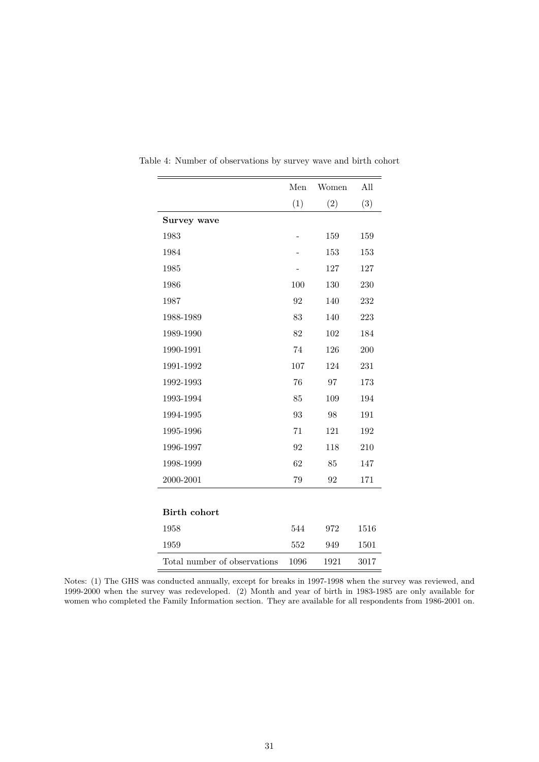Table 4: Number of observations by survey wave and birth cohort

| | Men | Women | All |
|---|---|---|---|
| | (1) | (2) | (3) |
| **Survey wave** | | | |
| 1983 | - | 159 | 159 |
| 1984 | - | 153 | 153 |
| 1985 | - | 127 | 127 |
| 1986 | 100 | 130 | 230 |
| 1987 | 92 | 140 | 232 |
| 1988-1989 | 83 | 140 | 223 |
| 1989-1990 | 82 | 102 | 184 |
| 1990-1991 | 74 | 126 | 200 |
| 1991-1992 | 107 | 124 | 231 |
| 1992-1993 | 76 | 97 | 173 |
| 1993-1994 | 85 | 109 | 194 |
| 1994-1995 | 93 | 98 | 191 |
| 1995-1996 | 71 | 121 | 192 |
| 1996-1997 | 92 | 118 | 210 |
| 1998-1999 | 62 | 85 | 147 |
| 2000-2001 | 79 | 92 | 171 |
| **Birth cohort** | | | |
| 1958 | 544 | 972 | 1516 |
| 1959 | 552 | 949 | 1501 |
| Total number of observations | 1096 | 1921 | 3017 |

Notes: (1) The GHS was conducted annually, except for breaks in 1997-1998 when the survey was reviewed, and 1999-2000 when the survey was redeveloped. (2) Month and year of birth in 1983-1985 are only available for women who completed the Family Information section. They are available for all respondents from 1986-2001 on.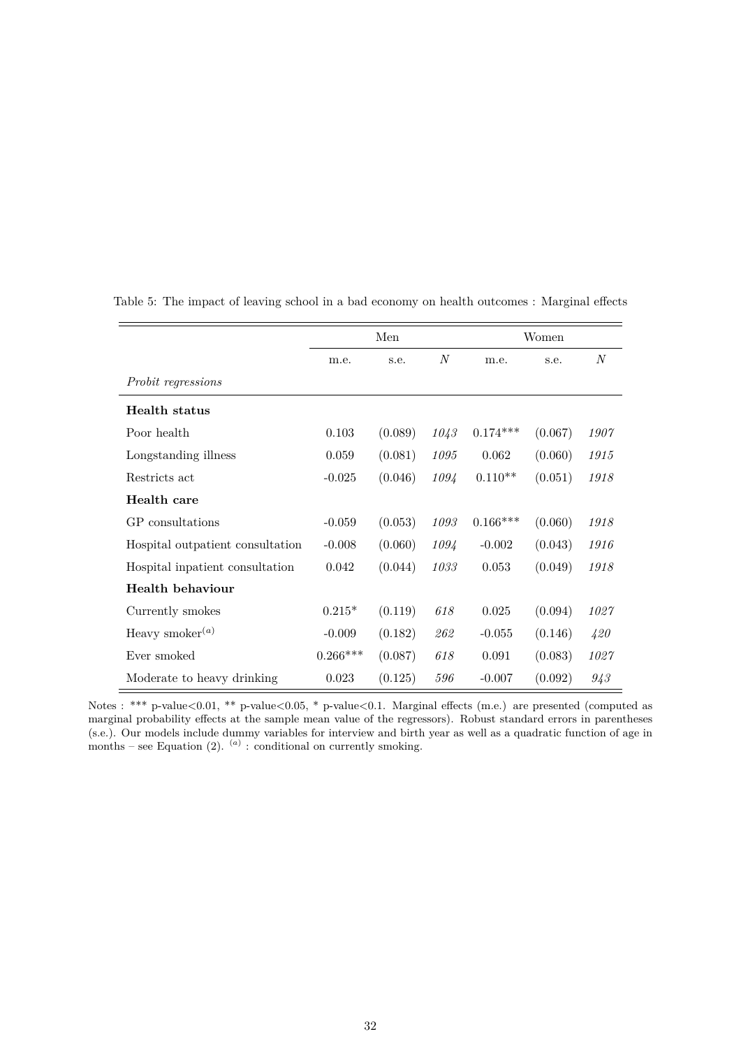Table 5: The impact of leaving school in a bad economy on health outcomes : Marginal effects

| | Men | | | Women | | |
|---|---|---|---|---|---|---|
| | m.e. | s.e. | *N* | m.e. | s.e. | *N* |
| *Probit regressions* | | | | | | |
| **Health status** | | | | | | |
| Poor health | 0.103 | (0.089) | *1043* | 0.174*** | (0.067) | *1907* |
| Longstanding illness | 0.059 | (0.081) | *1095* | 0.062 | (0.060) | *1915* |
| Restricts act | -0.025 | (0.046) | *1094* | 0.110** | (0.051) | *1918* |
| **Health care** | | | | | | |
| GP consultations | -0.059 | (0.053) | *1093* | 0.166*** | (0.060) | *1918* |
| Hospital outpatient consultation | -0.008 | (0.060) | *1094* | -0.002 | (0.043) | *1916* |
| Hospital inpatient consultation | 0.042 | (0.044) | *1033* | 0.053 | (0.049) | *1918* |
| **Health behaviour** | | | | | | |
| Currently smokes | 0.215* | (0.119) | *618* | 0.025 | (0.094) | *1027* |
| Heavy smoker[(a)] | -0.009 | (0.182) | *262* | -0.055 | (0.146) | *420* |
| Ever smoked | 0.266*** | (0.087) | *618* | 0.091 | (0.083) | *1027* |
| Moderate to heavy drinking | 0.023 | (0.125) | *596* | -0.007 | (0.092) | *943* |

Notes : *** p-value<0.01, ** p-value<0.05, * p-value<0.1. Marginal effects (m.e.) are presented (computed as marginal probability effects at the sample mean value of the regressors). Robust standard errors in parentheses (s.e.). Our models include dummy variables for interview and birth year as well as a quadratic function of age in months – see Equation (2). [(a)] : conditional on currently smoking.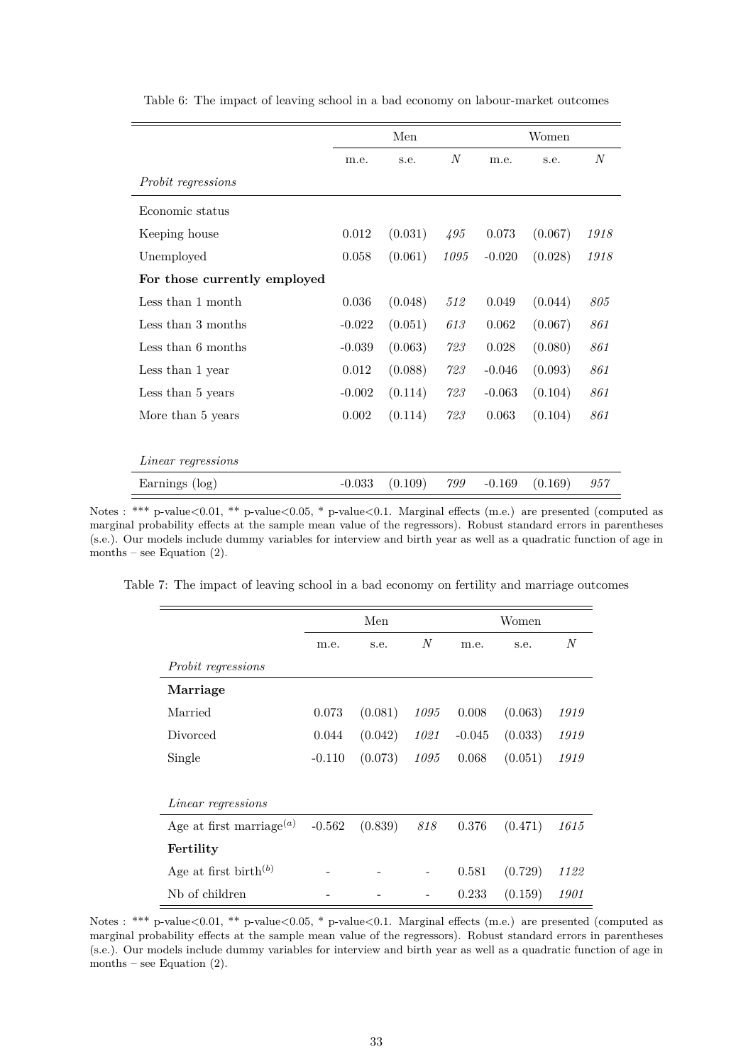Table 6: The impact of leaving school in a bad economy on labour-market outcomes

| | Men | | | Women | | |
|---|---|---|---|---|---|---|
| | m.e. | s.e. | *N* | m.e. | s.e. | *N* |
| *Probit regressions* | | | | | | |
| Economic status | | | | | | |
| Keeping house | 0.012 | (0.031) | *495* | 0.073 | (0.067) | *1918* |
| Unemployed | 0.058 | (0.061) | *1095* | -0.020 | (0.028) | *1918* |
| **For those currently employed** | | | | | | |
| Less than 1 month | 0.036 | (0.048) | *512* | 0.049 | (0.044) | *805* |
| Less than 3 months | -0.022 | (0.051) | *613* | 0.062 | (0.067) | *861* |
| Less than 6 months | -0.039 | (0.063) | *723* | 0.028 | (0.080) | *861* |
| Less than 1 year | 0.012 | (0.088) | *723* | -0.046 | (0.093) | *861* |
| Less than 5 years | -0.002 | (0.114) | *723* | -0.063 | (0.104) | *861* |
| More than 5 years | 0.002 | (0.114) | *723* | 0.063 | (0.104) | *861* |
| *Linear regressions* | | | | | | |
| Earnings (log) | -0.033 | (0.109) | *799* | -0.169 | (0.169) | *957* |

Notes : *** p-value<0.01, ** p-value<0.05, * p-value<0.1. Marginal effects (m.e.) are presented (computed as marginal probability effects at the sample mean value of the regressors). Robust standard errors in parentheses (s.e.). Our models include dummy variables for interview and birth year as well as a quadratic function of age in months – see Equation (2).

Table 7: The impact of leaving school in a bad economy on fertility and marriage outcomes

| | Men | | | Women | | |
|---|---|---|---|---|---|---|
| | m.e. | s.e. | *N* | m.e. | s.e. | *N* |
| *Probit regressions* | | | | | | |
| **Marriage** | | | | | | |
| Married | 0.073 | (0.081) | *1095* | 0.008 | (0.063) | *1919* |
| Divorced | 0.044 | (0.042) | *1021* | -0.045 | (0.033) | *1919* |
| Single | -0.110 | (0.073) | *1095* | 0.068 | (0.051) | *1919* |
| *Linear regressions* | | | | | | |
| Age at first marriage[(a)] | -0.562 | (0.839) | *818* | 0.376 | (0.471) | *1615* |
| **Fertility** | | | | | | |
| Age at first birth[(b)] | - | - | - | 0.581 | (0.729) | *1122* |
| Nb of children | - | - | - | 0.233 | (0.159) | *1901* |

Notes : *** p-value<0.01, ** p-value<0.05, * p-value<0.1. Marginal effects (m.e.) are presented (computed as marginal probability effects at the sample mean value of the regressors). Robust standard errors in parentheses (s.e.). Our models include dummy variables for interview and birth year as well as a quadratic function of age in months – see Equation (2).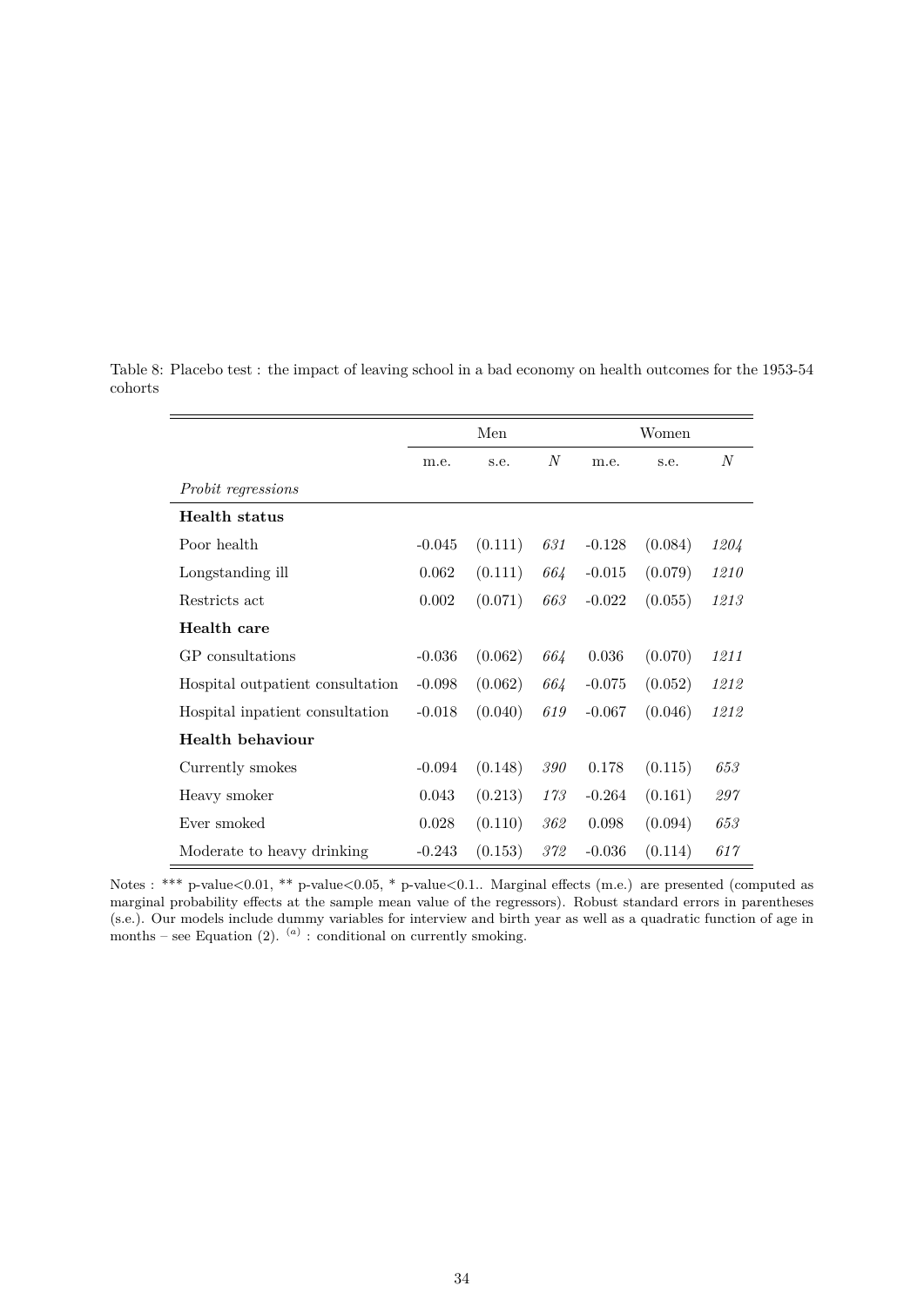Table 8: Placebo test : the impact of leaving school in a bad economy on health outcomes for the 1953-54 cohorts

| | Men | | | Women | | |
|---|---|---|---|---|---|---|
| | m.e. | s.e. | *N* | m.e. | s.e. | *N* |
| *Probit regressions* | | | | | | |
| **Health status** | | | | | | |
| Poor health | -0.045 | (0.111) | *631* | -0.128 | (0.084) | *1204* |
| Longstanding ill | 0.062 | (0.111) | *664* | -0.015 | (0.079) | *1210* |
| Restricts act | 0.002 | (0.071) | *663* | -0.022 | (0.055) | *1213* |
| **Health care** | | | | | | |
| GP consultations | -0.036 | (0.062) | *664* | 0.036 | (0.070) | *1211* |
| Hospital outpatient consultation | -0.098 | (0.062) | *664* | -0.075 | (0.052) | *1212* |
| Hospital inpatient consultation | -0.018 | (0.040) | *619* | -0.067 | (0.046) | *1212* |
| **Health behaviour** | | | | | | |
| Currently smokes | -0.094 | (0.148) | *390* | 0.178 | (0.115) | *653* |
| Heavy smoker | 0.043 | (0.213) | *173* | -0.264 | (0.161) | *297* |
| Ever smoked | 0.028 | (0.110) | *362* | 0.098 | (0.094) | *653* |
| Moderate to heavy drinking | -0.243 | (0.153) | *372* | -0.036 | (0.114) | *617* |

Notes : *** p-value<0.01, ** p-value<0.05, * p-value<0.1.. Marginal effects (m.e.) are presented (computed as marginal probability effects at the sample mean value of the regressors). Robust standard errors in parentheses (s.e.). Our models include dummy variables for interview and birth year as well as a quadratic function of age in months – see Equation (2). [(a)] : conditional on currently smoking.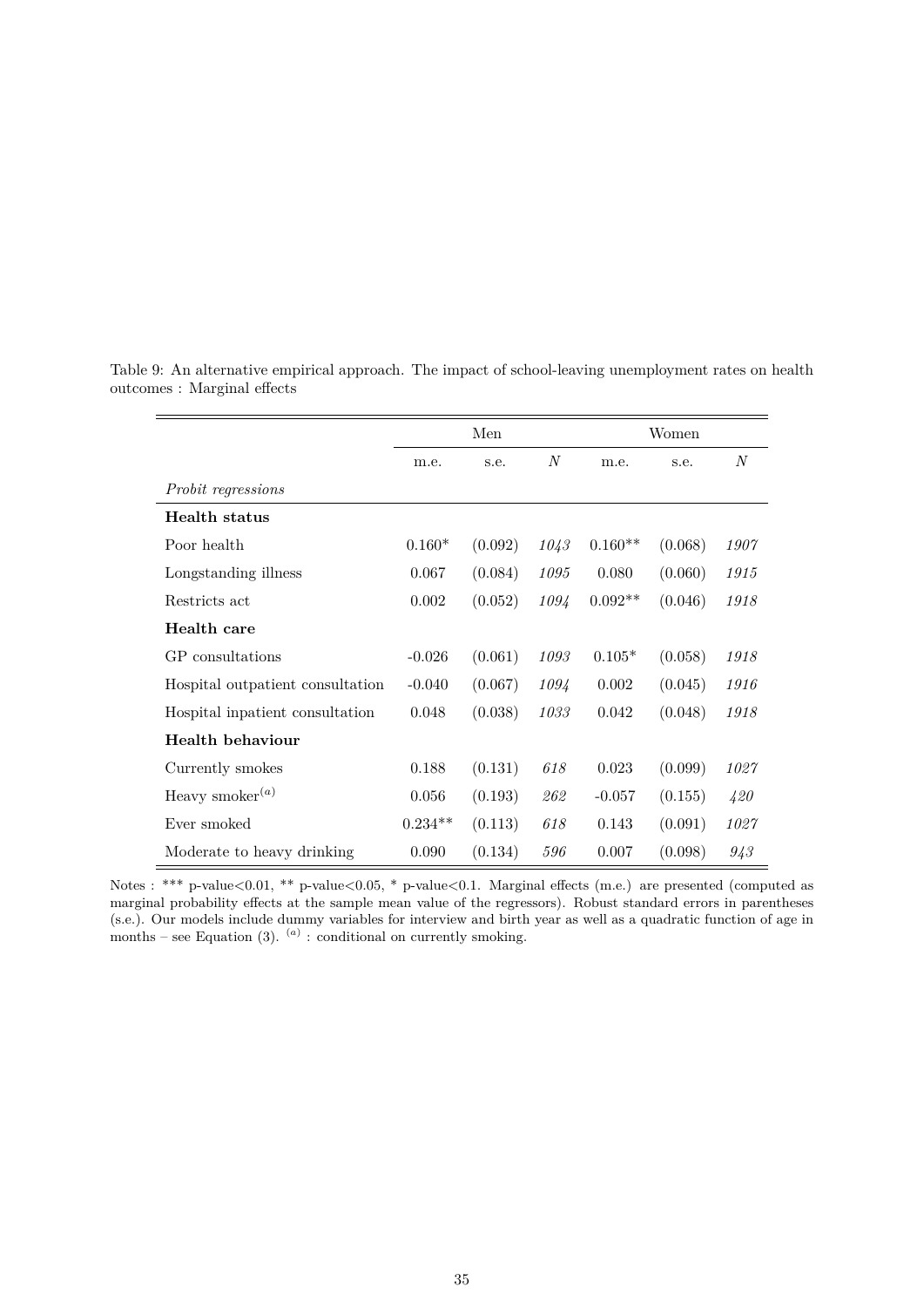Table 9: An alternative empirical approach. The impact of school-leaving unemployment rates on health outcomes : Marginal effects

| | Men | | | Women | | |
|---|---|---|---|---|---|---|
| | m.e. | s.e. | $N$ | m.e. | s.e. | $N$ |
| *Probit regressions* | | | | | | |
| **Health status** | | | | | | |
| Poor health | 0.160* | (0.092) | *1043* | 0.160** | (0.068) | *1907* |
| Longstanding illness | 0.067 | (0.084) | *1095* | 0.080 | (0.060) | *1915* |
| Restricts act | 0.002 | (0.052) | *1094* | 0.092** | (0.046) | *1918* |
| **Health care** | | | | | | |
| GP consultations | -0.026 | (0.061) | *1093* | 0.105* | (0.058) | *1918* |
| Hospital outpatient consultation | -0.040 | (0.067) | *1094* | 0.002 | (0.045) | *1916* |
| Hospital inpatient consultation | 0.048 | (0.038) | *1033* | 0.042 | (0.048) | *1918* |
| **Health behaviour** | | | | | | |
| Currently smokes | 0.188 | (0.131) | *618* | 0.023 | (0.099) | *1027* |
| Heavy smoker[(a)] | 0.056 | (0.193) | *262* | -0.057 | (0.155) | *420* |
| Ever smoked | 0.234** | (0.113) | *618* | 0.143 | (0.091) | *1027* |
| Moderate to heavy drinking | 0.090 | (0.134) | *596* | 0.007 | (0.098) | *943* |

Notes : *** p-value<0.01, ** p-value<0.05, * p-value<0.1. Marginal effects (m.e.) are presented (computed as marginal probability effects at the sample mean value of the regressors). Robust standard errors in parentheses (s.e.). Our models include dummy variables for interview and birth year as well as a quadratic function of age in months – see Equation (3). [(a)] : conditional on currently smoking.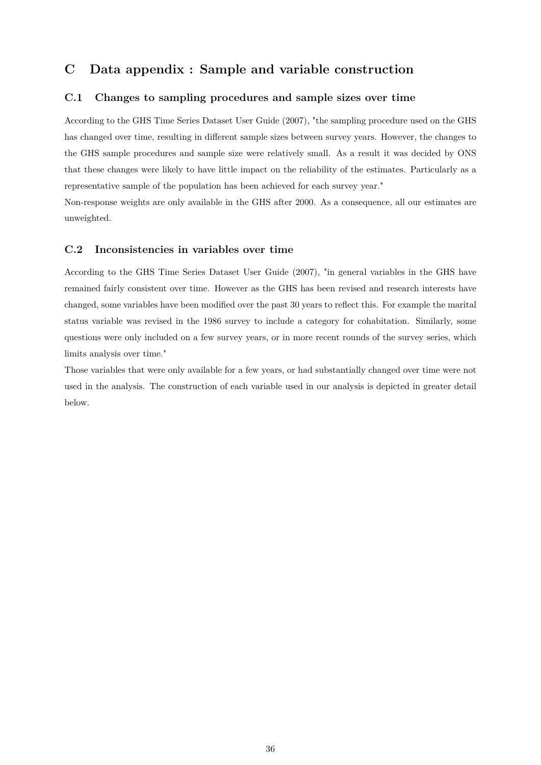# C Data appendix : Sample and variable construction

## C.1 Changes to sampling procedures and sample sizes over time

According to the GHS Time Series Dataset User Guide (2007), "the sampling procedure used on the GHS has changed over time, resulting in different sample sizes between survey years. However, the changes to the GHS sample procedures and sample size were relatively small. As a result it was decided by ONS that these changes were likely to have little impact on the reliability of the estimates. Particularly as a representative sample of the population has been achieved for each survey year."

Non-response weights are only available in the GHS after 2000. As a consequence, all our estimates are unweighted.

## C.2 Inconsistencies in variables over time

According to the GHS Time Series Dataset User Guide (2007), "in general variables in the GHS have remained fairly consistent over time. However as the GHS has been revised and research interests have changed, some variables have been modified over the past 30 years to reflect this. For example the marital status variable was revised in the 1986 survey to include a category for cohabitation. Similarly, some questions were only included on a few survey years, or in more recent rounds of the survey series, which limits analysis over time."

Those variables that were only available for a few years, or had substantially changed over time were not used in the analysis. The construction of each variable used in our analysis is depicted in greater detail below.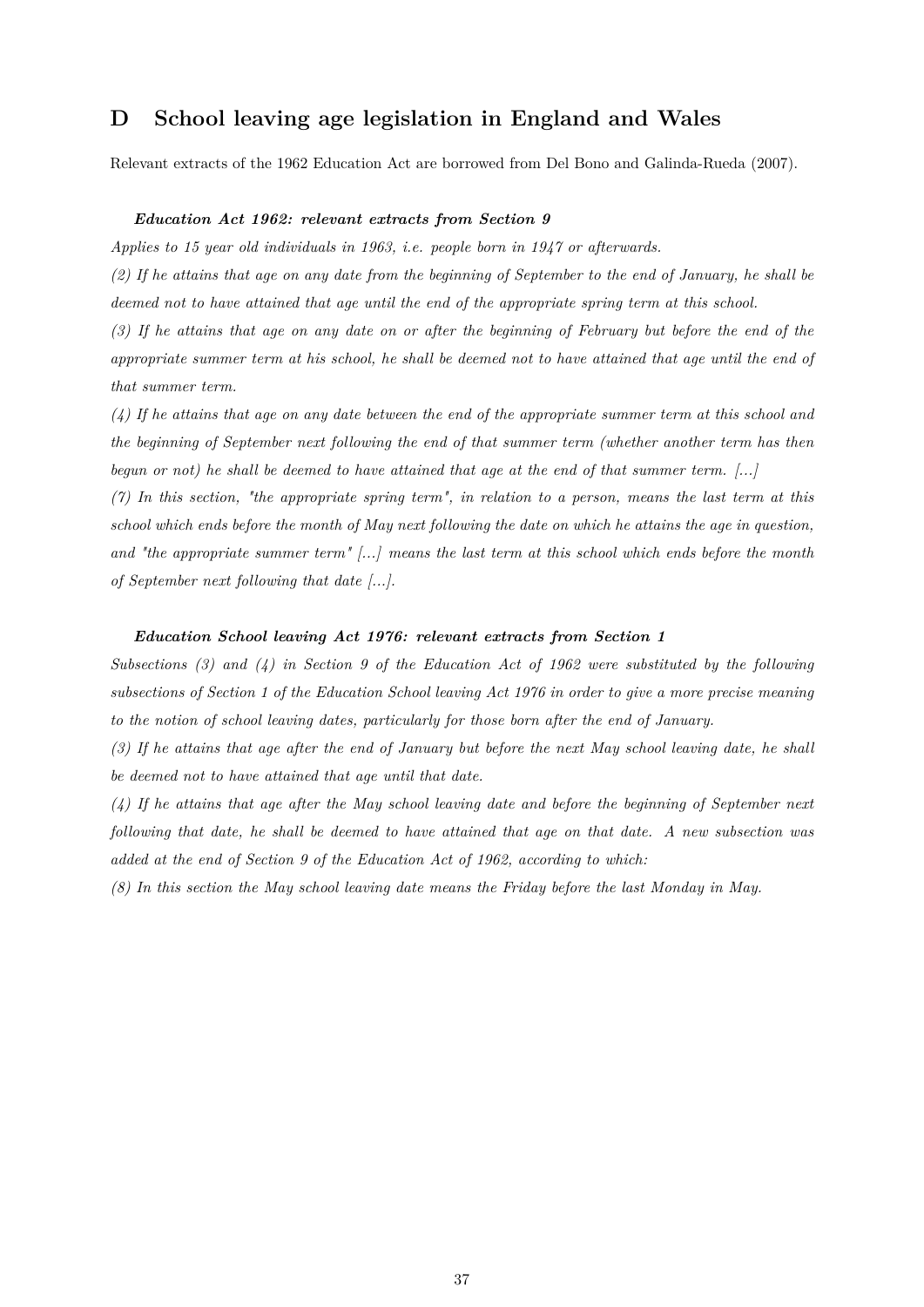# D School leaving age legislation in England and Wales

Relevant extracts of the 1962 Education Act are borrowed from Del Bono and Galinda-Rueda (2007).

***Education Act 1962: relevant extracts from Section 9***

*Applies to 15 year old individuals in 1963, i.e. people born in 1947 or afterwards.*

*(2) If he attains that age on any date from the beginning of September to the end of January, he shall be deemed not to have attained that age until the end of the appropriate spring term at this school.*

*(3) If he attains that age on any date on or after the beginning of February but before the end of the appropriate summer term at his school, he shall be deemed not to have attained that age until the end of that summer term.*

*(4) If he attains that age on any date between the end of the appropriate summer term at this school and the beginning of September next following the end of that summer term (whether another term has then begun or not) he shall be deemed to have attained that age at the end of that summer term. [...]*

*(7) In this section, "the appropriate spring term", in relation to a person, means the last term at this school which ends before the month of May next following the date on which he attains the age in question, and "the appropriate summer term" [...] means the last term at this school which ends before the month of September next following that date [...].*

***Education School leaving Act 1976: relevant extracts from Section 1***

*Subsections (3) and (4) in Section 9 of the Education Act of 1962 were substituted by the following subsections of Section 1 of the Education School leaving Act 1976 in order to give a more precise meaning to the notion of school leaving dates, particularly for those born after the end of January.*

*(3) If he attains that age after the end of January but before the next May school leaving date, he shall be deemed not to have attained that age until that date.*

*(4) If he attains that age after the May school leaving date and before the beginning of September next following that date, he shall be deemed to have attained that age on that date. A new subsection was added at the end of Section 9 of the Education Act of 1962, according to which:*

*(8) In this section the May school leaving date means the Friday before the last Monday in May.*